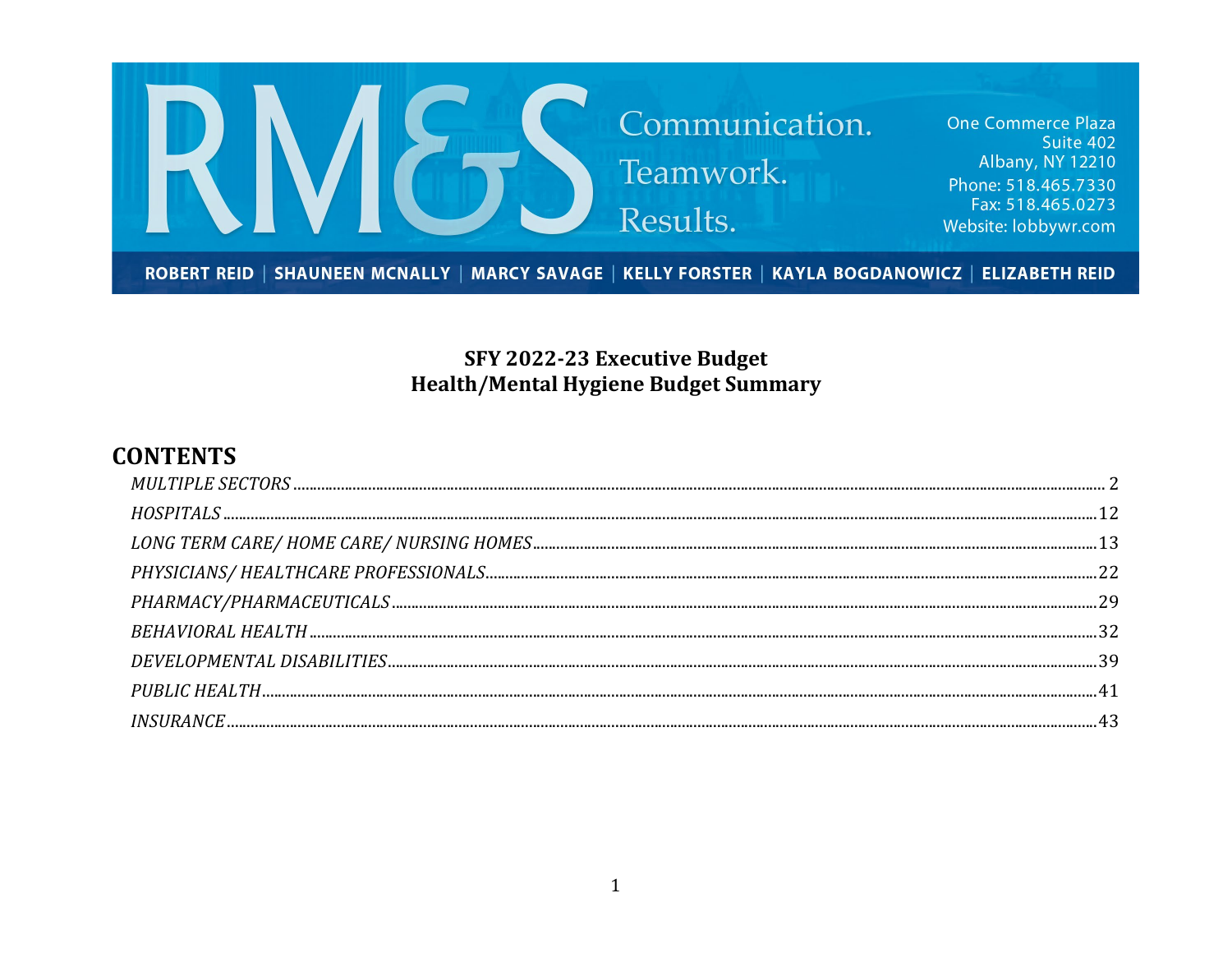RM&S

Communication.
Teamwork.
Results.

One Commerce Plaza
Suite 402
Albany, NY 12210
Phone: 518.465.7330
Fax: 518.465.0273
Website: lobbywr.com

**ROBERT REID | SHAUNEEN MCNALLY | MARCY SAVAGE | KELLY FORSTER | KAYLA BOGDANOWICZ | ELIZABETH REID**

**SFY 2022-23 Executive Budget**
**Health/Mental Hygiene Budget Summary**

## CONTENTS

*MULTIPLE SECTORS* .......... 2
*HOSPITALS* .......... 12
*LONG TERM CARE/ HOME CARE/ NURSING HOMES* .......... 13
*PHYSICIANS/ HEALTHCARE PROFESSIONALS* .......... 22
*PHARMACY/PHARMACEUTICALS* .......... 29
*BEHAVIORAL HEALTH* .......... 32
*DEVELOPMENTAL DISABILITIES* .......... 39
*PUBLIC HEALTH* .......... 41
*INSURANCE* .......... 43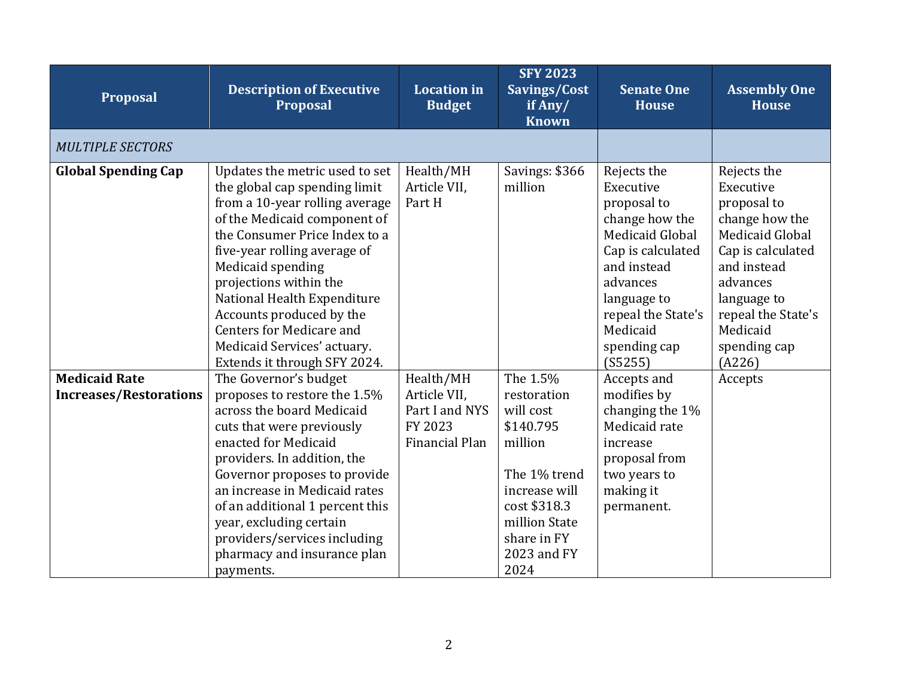| Proposal | Description of Executive Proposal | Location in Budget | SFY 2023 Savings/Cost if Any/ Known | Senate One House | Assembly One House |
|---|---|---|---|---|---|
| *MULTIPLE SECTORS* | | | | | |
| **Global Spending Cap** | Updates the metric used to set the global cap spending limit from a 10-year rolling average of the Medicaid component of the Consumer Price Index to a five-year rolling average of Medicaid spending projections within the National Health Expenditure Accounts produced by the Centers for Medicare and Medicaid Services' actuary. Extends it through SFY 2024. | Health/MH Article VII, Part H | Savings: $366 million | Rejects the Executive proposal to change how the Medicaid Global Cap is calculated and instead advances language to repeal the State's Medicaid spending cap (S5255) | Rejects the Executive proposal to change how the Medicaid Global Cap is calculated and instead advances language to repeal the State's Medicaid spending cap (A226) |
| **Medicaid Rate Increases/Restorations** | The Governor's budget proposes to restore the 1.5% across the board Medicaid cuts that were previously enacted for Medicaid providers. In addition, the Governor proposes to provide an increase in Medicaid rates of an additional 1 percent this year, excluding certain providers/services including pharmacy and insurance plan payments. | Health/MH Article VII, Part I and NYS FY 2023 Financial Plan | The 1.5% restoration will cost $140.795 million<br><br>The 1% trend increase will cost $318.3 million State share in FY 2023 and FY 2024 | Accepts and modifies by changing the 1% Medicaid rate increase proposal from two years to making it permanent. | Accepts |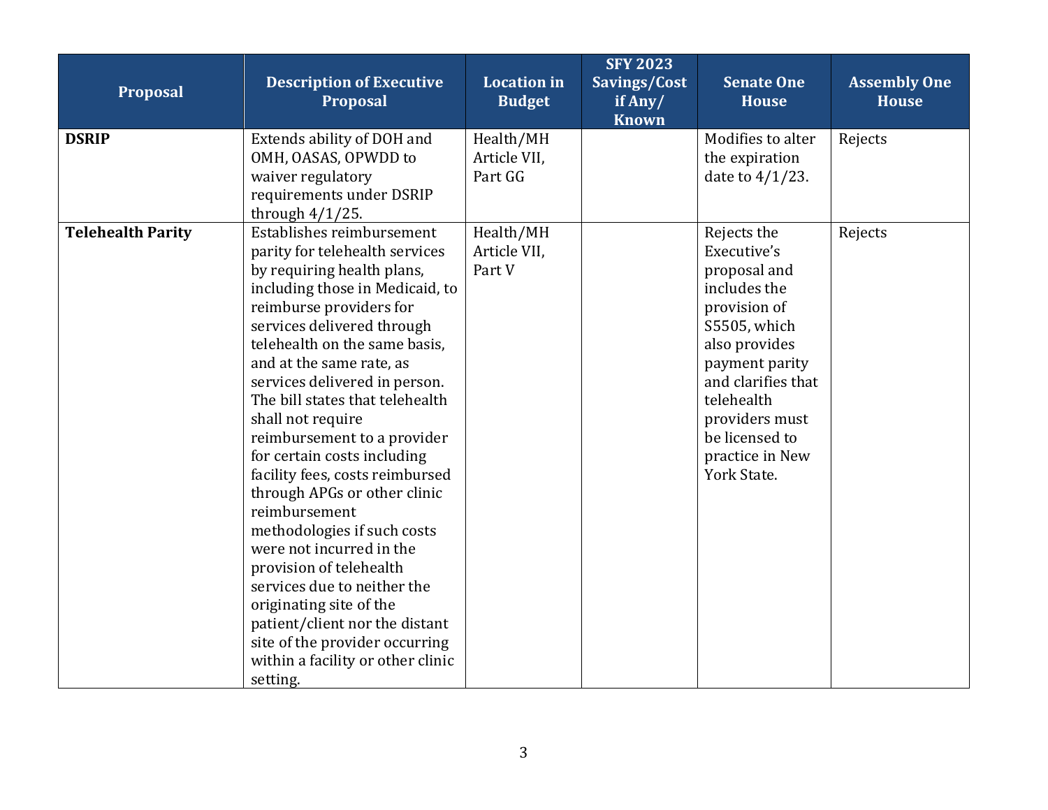| Proposal | Description of Executive Proposal | Location in Budget | SFY 2023 Savings/Cost if Any/ Known | Senate One House | Assembly One House |
|---|---|---|---|---|---|
| **DSRIP** | Extends ability of DOH and OMH, OASAS, OPWDD to waiver regulatory requirements under DSRIP through 4/1/25. | Health/MH Article VII, Part GG | | Modifies to alter the expiration date to 4/1/23. | Rejects |
| **Telehealth Parity** | Establishes reimbursement parity for telehealth services by requiring health plans, including those in Medicaid, to reimburse providers for services delivered through telehealth on the same basis, and at the same rate, as services delivered in person. The bill states that telehealth shall not require reimbursement to a provider for certain costs including facility fees, costs reimbursed through APGs or other clinic reimbursement methodologies if such costs were not incurred in the provision of telehealth services due to neither the originating site of the patient/client nor the distant site of the provider occurring within a facility or other clinic setting. | Health/MH Article VII, Part V | | Rejects the Executive's proposal and includes the provision of S5505, which also provides payment parity and clarifies that telehealth providers must be licensed to practice in New York State. | Rejects |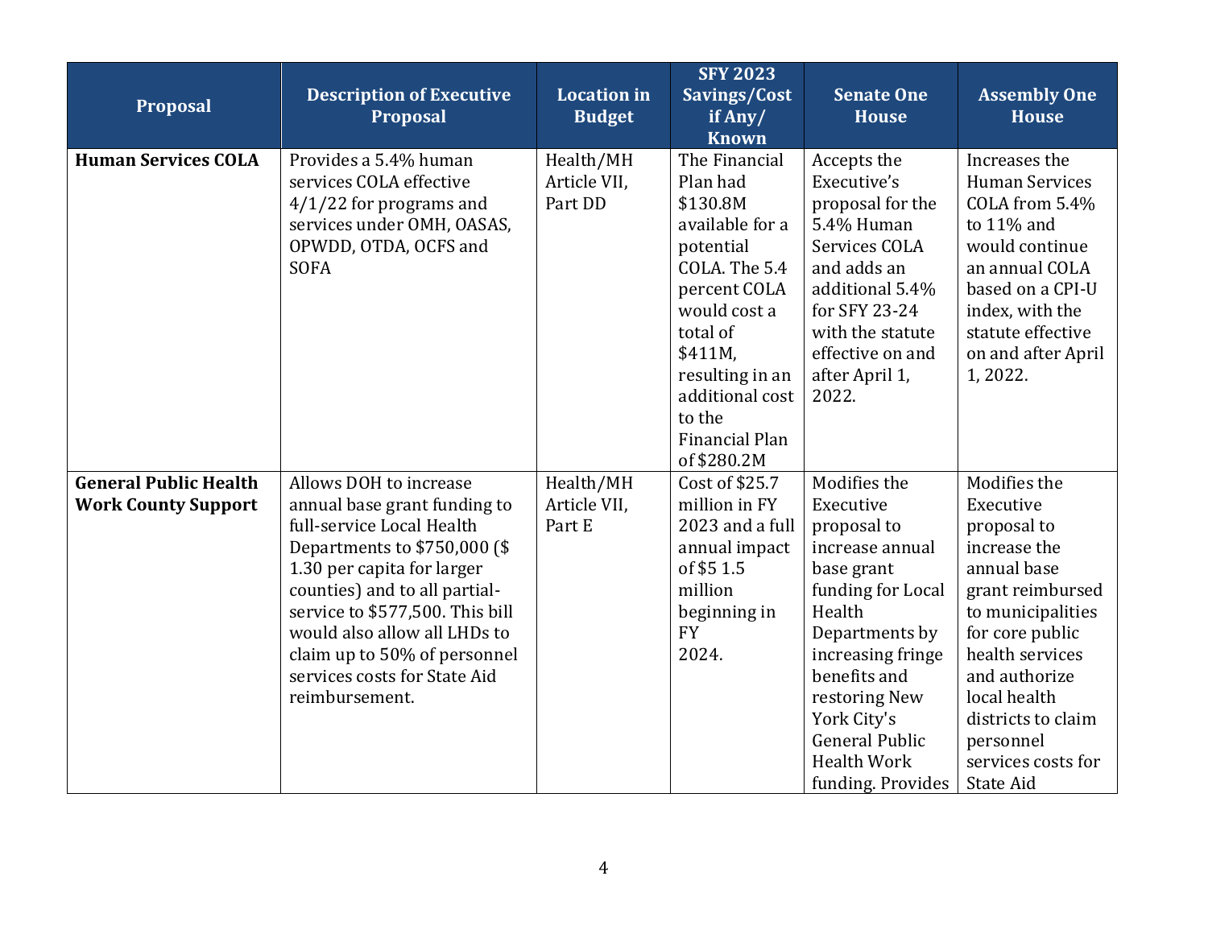| Proposal | Description of Executive Proposal | Location in Budget | SFY 2023 Savings/Cost if Any/ Known | Senate One House | Assembly One House |
|---|---|---|---|---|---|
| **Human Services COLA** | Provides a 5.4% human services COLA effective 4/1/22 for programs and services under OMH, OASAS, OPWDD, OTDA, OCFS and SOFA | Health/MH Article VII, Part DD | The Financial Plan had $130.8M available for a potential COLA. The 5.4 percent COLA would cost a total of $411M, resulting in an additional cost to the Financial Plan of $280.2M | Accepts the Executive's proposal for the 5.4% Human Services COLA and adds an additional 5.4% for SFY 23-24 with the statute effective on and after April 1, 2022. | Increases the Human Services COLA from 5.4% to 11% and would continue an annual COLA based on a CPI-U index, with the statute effective on and after April 1, 2022. |
| **General Public Health Work County Support** | Allows DOH to increase annual base grant funding to full-service Local Health Departments to $750,000 ($ 1.30 per capita for larger counties) and to all partial-service to $577,500. This bill would also allow all LHDs to claim up to 50% of personnel services costs for State Aid reimbursement. | Health/MH Article VII, Part E | Cost of $25.7 million in FY 2023 and a full annual impact of $5 1.5 million beginning in FY 2024. | Modifies the Executive proposal to increase annual base grant funding for Local Health Departments by increasing fringe benefits and restoring New York City's General Public Health Work funding. Provides | Modifies the Executive proposal to increase the annual base grant reimbursed to municipalities for core public health services and authorize local health districts to claim personnel services costs for State Aid |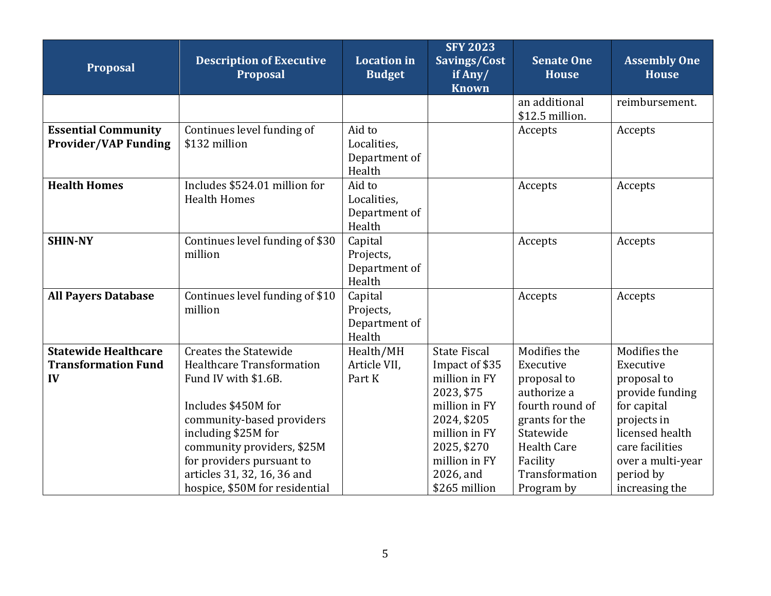| Proposal | Description of Executive Proposal | Location in Budget | SFY 2023 Savings/Cost if Any/ Known | Senate One House | Assembly One House |
|---|---|---|---|---|---|
| | | | | an additional $12.5 million. | reimbursement. |
| **Essential Community Provider/VAP Funding** | Continues level funding of $132 million | Aid to Localities, Department of Health | | Accepts | Accepts |
| **Health Homes** | Includes $524.01 million for Health Homes | Aid to Localities, Department of Health | | Accepts | Accepts |
| **SHIN-NY** | Continues level funding of $30 million | Capital Projects, Department of Health | | Accepts | Accepts |
| **All Payers Database** | Continues level funding of $10 million | Capital Projects, Department of Health | | Accepts | Accepts |
| **Statewide Healthcare Transformation Fund IV** | Creates the Statewide Healthcare Transformation Fund IV with $1.6B.<br><br>Includes $450M for community-based providers including $25M for community providers, $25M for providers pursuant to articles 31, 32, 16, 36 and hospice, $50M for residential | Health/MH Article VII, Part K | State Fiscal Impact of $35 million in FY 2023, $75 million in FY 2024, $205 million in FY 2025, $270 million in FY 2026, and $265 million | Modifies the Executive proposal to authorize a fourth round of grants for the Statewide Health Care Facility Transformation Program by | Modifies the Executive proposal to provide funding for capital projects in licensed health care facilities over a multi-year period by increasing the |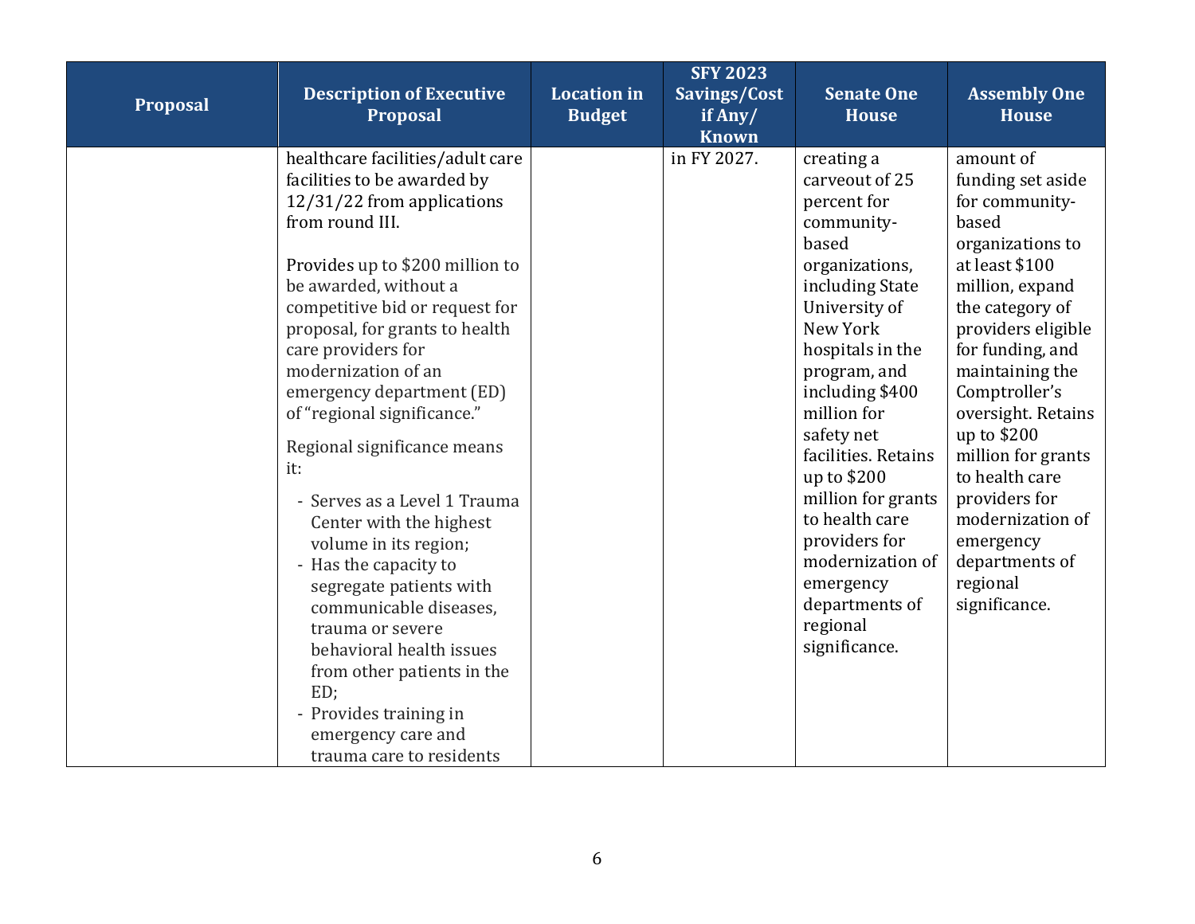| Proposal | Description of Executive Proposal | Location in Budget | SFY 2023 Savings/Cost if Any/ Known | Senate One House | Assembly One House |
|---|---|---|---|---|---|
| | healthcare facilities/adult care facilities to be awarded by 12/31/22 from applications from round III.<br><br>Provides up to $200 million to be awarded, without a competitive bid or request for proposal, for grants to health care providers for modernization of an emergency department (ED) of "regional significance."<br><br>Regional significance means it:<br>- Serves as a Level 1 Trauma Center with the highest volume in its region;<br>- Has the capacity to segregate patients with communicable diseases, trauma or severe behavioral health issues from other patients in the ED;<br>- Provides training in emergency care and trauma care to residents | | in FY 2027. | creating a carveout of 25 percent for community-based organizations, including State University of New York hospitals in the program, and including $400 million for safety net facilities. Retains up to $200 million for grants to health care providers for modernization of emergency departments of regional significance. | amount of funding set aside for community-based organizations to at least $100 million, expand the category of providers eligible for funding, and maintaining the Comptroller's oversight. Retains up to $200 million for grants to health care providers for modernization of emergency departments of regional significance. |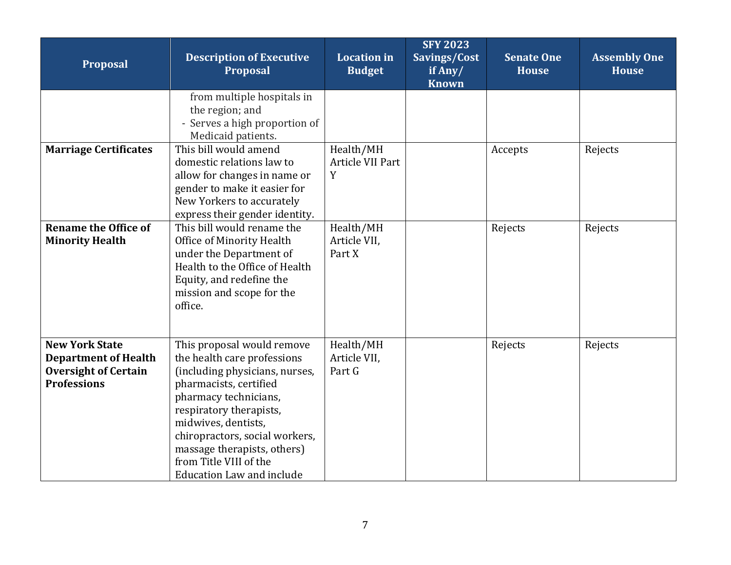| Proposal | Description of Executive Proposal | Location in Budget | SFY 2023 Savings/Cost if Any/ Known | Senate One House | Assembly One House |
|---|---|---|---|---|---|
| | from multiple hospitals in the region; and<br>- Serves a high proportion of Medicaid patients. | | | | |
| **Marriage Certificates** | This bill would amend domestic relations law to allow for changes in name or gender to make it easier for New Yorkers to accurately express their gender identity. | Health/MH Article VII Part Y | | Accepts | Rejects |
| **Rename the Office of Minority Health** | This bill would rename the Office of Minority Health under the Department of Health to the Office of Health Equity, and redefine the mission and scope for the office. | Health/MH Article VII, Part X | | Rejects | Rejects |
| **New York State Department of Health Oversight of Certain Professions** | This proposal would remove the health care professions (including physicians, nurses, pharmacists, certified pharmacy technicians, respiratory therapists, midwives, dentists, chiropractors, social workers, massage therapists, others) from Title VIII of the Education Law and include | Health/MH Article VII, Part G | | Rejects | Rejects |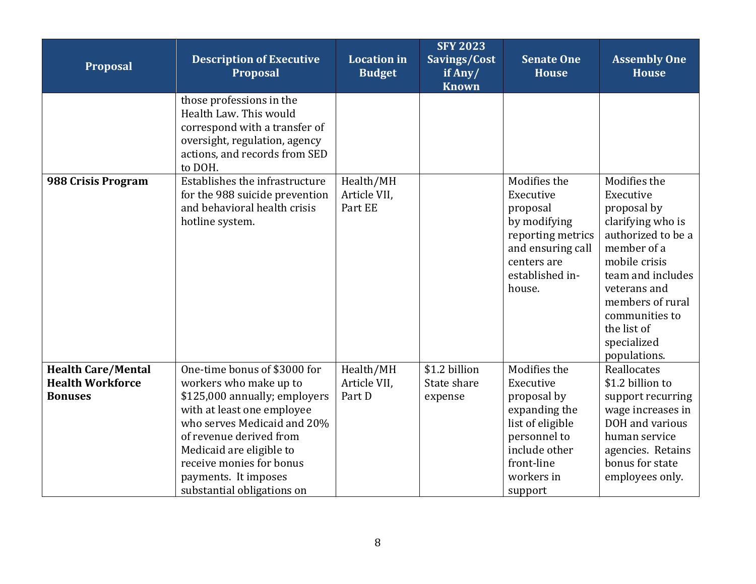| Proposal | Description of Executive Proposal | Location in Budget | SFY 2023 Savings/Cost if Any/ Known | Senate One House | Assembly One House |
|---|---|---|---|---|---|
| | those professions in the Health Law. This would correspond with a transfer of oversight, regulation, agency actions, and records from SED to DOH. | | | | |
| **988 Crisis Program** | Establishes the infrastructure for the 988 suicide prevention and behavioral health crisis hotline system. | Health/MH Article VII, Part EE | | Modifies the Executive proposal by modifying reporting metrics and ensuring call centers are established in-house. | Modifies the Executive proposal by clarifying who is authorized to be a member of a mobile crisis team and includes veterans and members of rural communities to the list of specialized populations. |
| **Health Care/Mental Health Workforce Bonuses** | One-time bonus of $3000 for workers who make up to $125,000 annually; employers with at least one employee who serves Medicaid and 20% of revenue derived from Medicaid are eligible to receive monies for bonus payments. It imposes substantial obligations on | Health/MH Article VII, Part D | $1.2 billion State share expense | Modifies the Executive proposal by expanding the list of eligible personnel to include other front-line workers in support | Reallocates $1.2 billion to support recurring wage increases in DOH and various human service agencies. Retains bonus for state employees only. |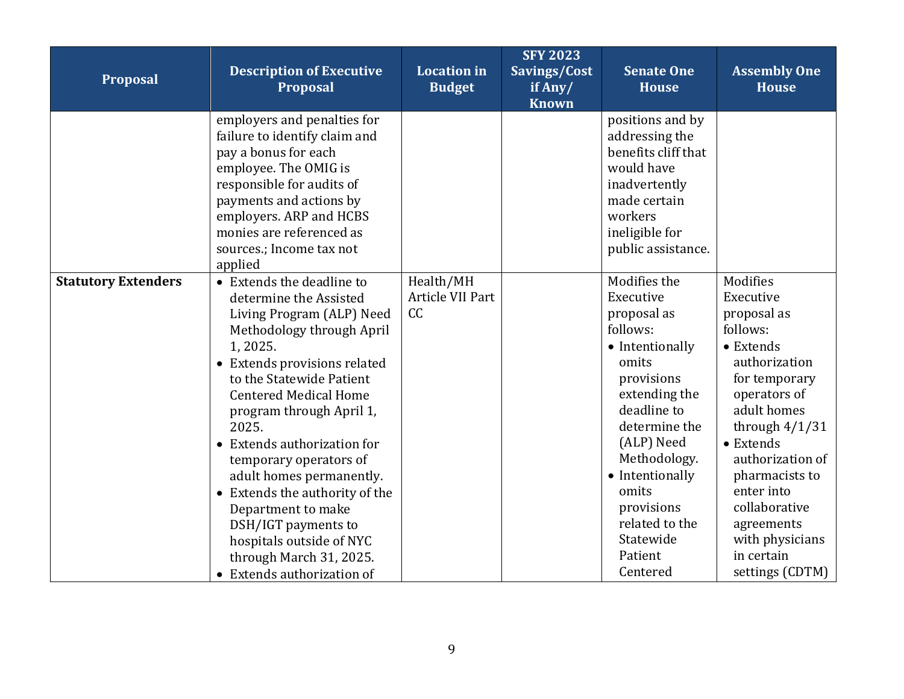| Proposal | Description of Executive Proposal | Location in Budget | SFY 2023 Savings/Cost if Any/ Known | Senate One House | Assembly One House |
|---|---|---|---|---|---|
| | employers and penalties for failure to identify claim and pay a bonus for each employee. The OMIG is responsible for audits of payments and actions by employers. ARP and HCBS monies are referenced as sources.; Income tax not applied | | | positions and by addressing the benefits cliff that would have inadvertently made certain workers ineligible for public assistance. | |
| **Statutory Extenders** | • Extends the deadline to determine the Assisted Living Program (ALP) Need Methodology through April 1, 2025.<br>• Extends provisions related to the Statewide Patient Centered Medical Home program through April 1, 2025.<br>• Extends authorization for temporary operators of adult homes permanently.<br>• Extends the authority of the Department to make DSH/IGT payments to hospitals outside of NYC through March 31, 2025.<br>• Extends authorization of | Health/MH Article VII Part CC | | Modifies the Executive proposal as follows:<br>• Intentionally omits provisions extending the deadline to determine the (ALP) Need Methodology.<br>• Intentionally omits provisions related to the Statewide Patient Centered | Modifies Executive proposal as follows:<br>• Extends authorization for temporary operators of adult homes through 4/1/31<br>• Extends authorization of pharmacists to enter into collaborative agreements with physicians in certain settings (CDTM) |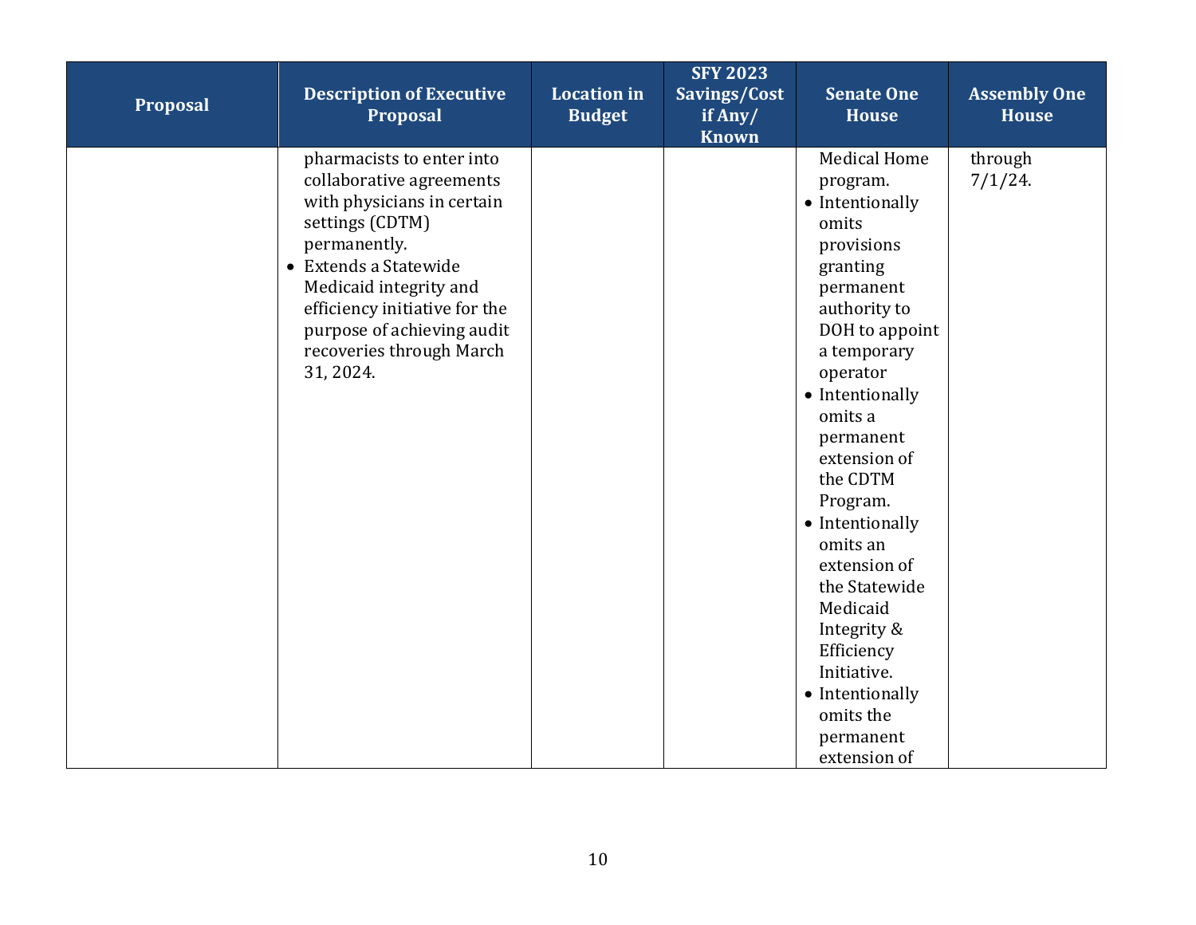| Proposal | Description of Executive Proposal | Location in Budget | SFY 2023 Savings/Cost if Any/ Known | Senate One House | Assembly One House |
|---|---|---|---|---|---|
| | pharmacists to enter into collaborative agreements with physicians in certain settings (CDTM) permanently.<br>• Extends a Statewide Medicaid integrity and efficiency initiative for the purpose of achieving audit recoveries through March 31, 2024. | | | Medical Home program.<br>• Intentionally omits provisions granting permanent authority to DOH to appoint a temporary operator<br>• Intentionally omits a permanent extension of the CDTM Program.<br>• Intentionally omits an extension of the Statewide Medicaid Integrity & Efficiency Initiative.<br>• Intentionally omits the permanent extension of | through 7/1/24. |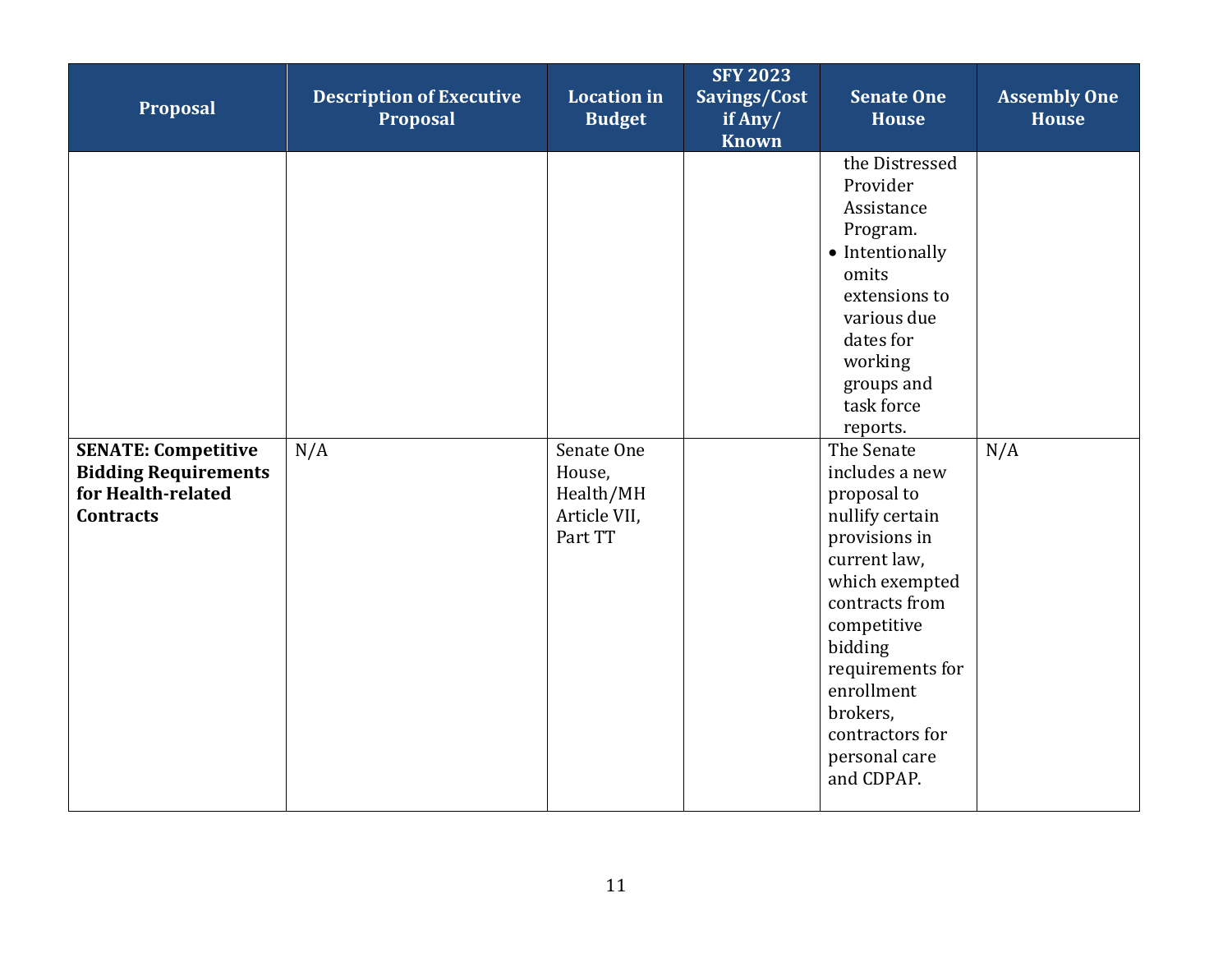| Proposal | Description of Executive Proposal | Location in Budget | SFY 2023 Savings/Cost if Any/ Known | Senate One House | Assembly One House |
|---|---|---|---|---|---|
| | | | | the Distressed Provider Assistance Program.<br>• Intentionally omits extensions to various due dates for working groups and task force reports. | |
| **SENATE: Competitive Bidding Requirements for Health-related Contracts** | N/A | Senate One House, Health/MH Article VII, Part TT | | The Senate includes a new proposal to nullify certain provisions in current law, which exempted contracts from competitive bidding requirements for enrollment brokers, contractors for personal care and CDPAP. | N/A |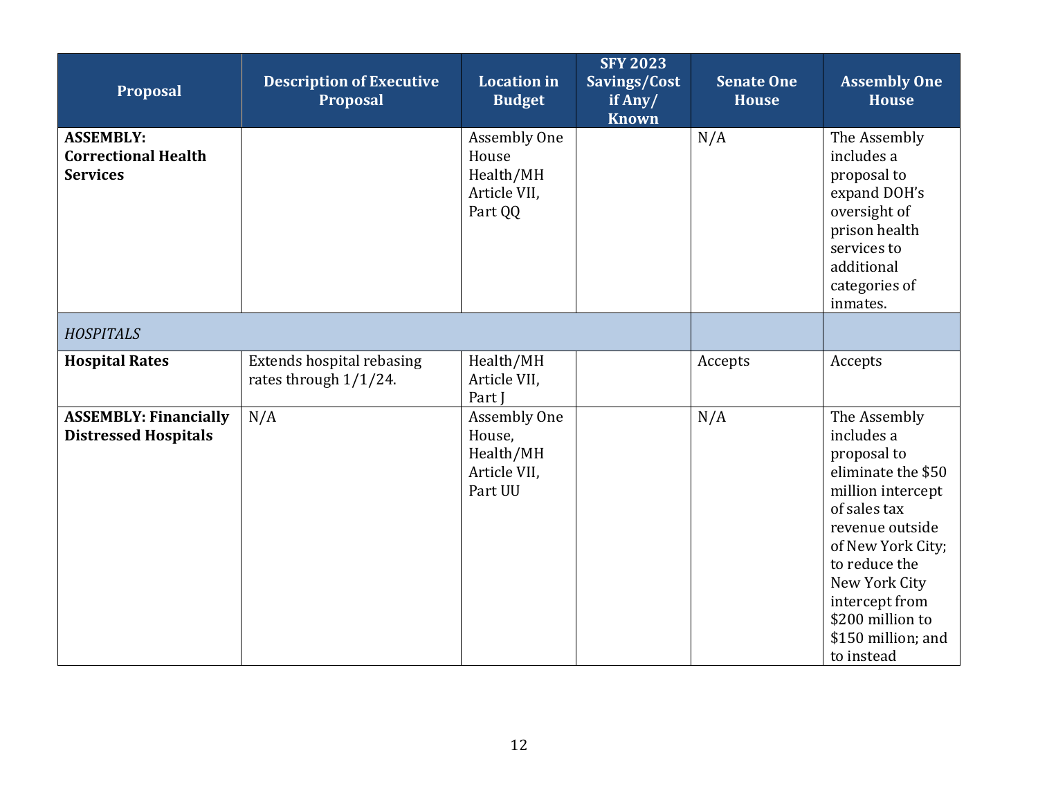| Proposal | Description of Executive Proposal | Location in Budget | SFY 2023 Savings/Cost if Any/ Known | Senate One House | Assembly One House |
|---|---|---|---|---|---|
| **ASSEMBLY: Correctional Health Services** | | Assembly One House Health/MH Article VII, Part QQ | | N/A | The Assembly includes a proposal to expand DOH's oversight of prison health services to additional categories of inmates. |
| *HOSPITALS* | | | | | |
| **Hospital Rates** | Extends hospital rebasing rates through 1/1/24. | Health/MH Article VII, Part J | | Accepts | Accepts |
| **ASSEMBLY: Financially Distressed Hospitals** | N/A | Assembly One House, Health/MH Article VII, Part UU | | N/A | The Assembly includes a proposal to eliminate the $50 million intercept of sales tax revenue outside of New York City; to reduce the New York City intercept from $200 million to $150 million; and to instead |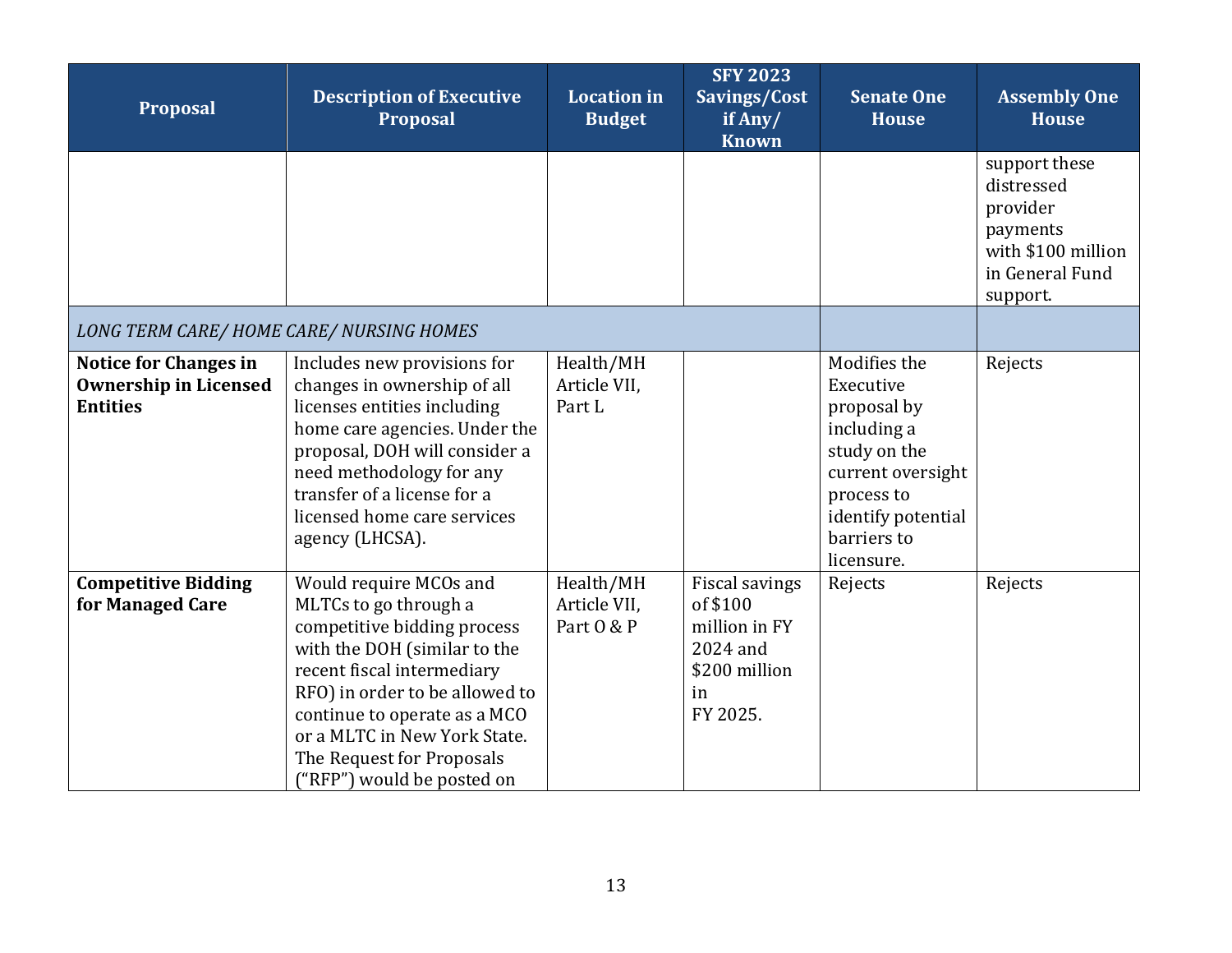| Proposal | Description of Executive Proposal | Location in Budget | SFY 2023 Savings/Cost if Any/ Known | Senate One House | Assembly One House |
|---|---|---|---|---|---|
| | | | | | support these distressed provider payments with $100 million in General Fund support. |
| *LONG TERM CARE/ HOME CARE/ NURSING HOMES* | | | | | |
| **Notice for Changes in Ownership in Licensed Entities** | Includes new provisions for changes in ownership of all licenses entities including home care agencies. Under the proposal, DOH will consider a need methodology for any transfer of a license for a licensed home care services agency (LHCSA). | Health/MH Article VII, Part L | | Modifies the Executive proposal by including a study on the current oversight process to identify potential barriers to licensure. | Rejects |
| **Competitive Bidding for Managed Care** | Would require MCOs and MLTCs to go through a competitive bidding process with the DOH (similar to the recent fiscal intermediary RFO) in order to be allowed to continue to operate as a MCO or a MLTC in New York State. The Request for Proposals (“RFP”) would be posted on | Health/MH Article VII, Part O & P | Fiscal savings of $100 million in FY 2024 and $200 million in FY 2025. | Rejects | Rejects |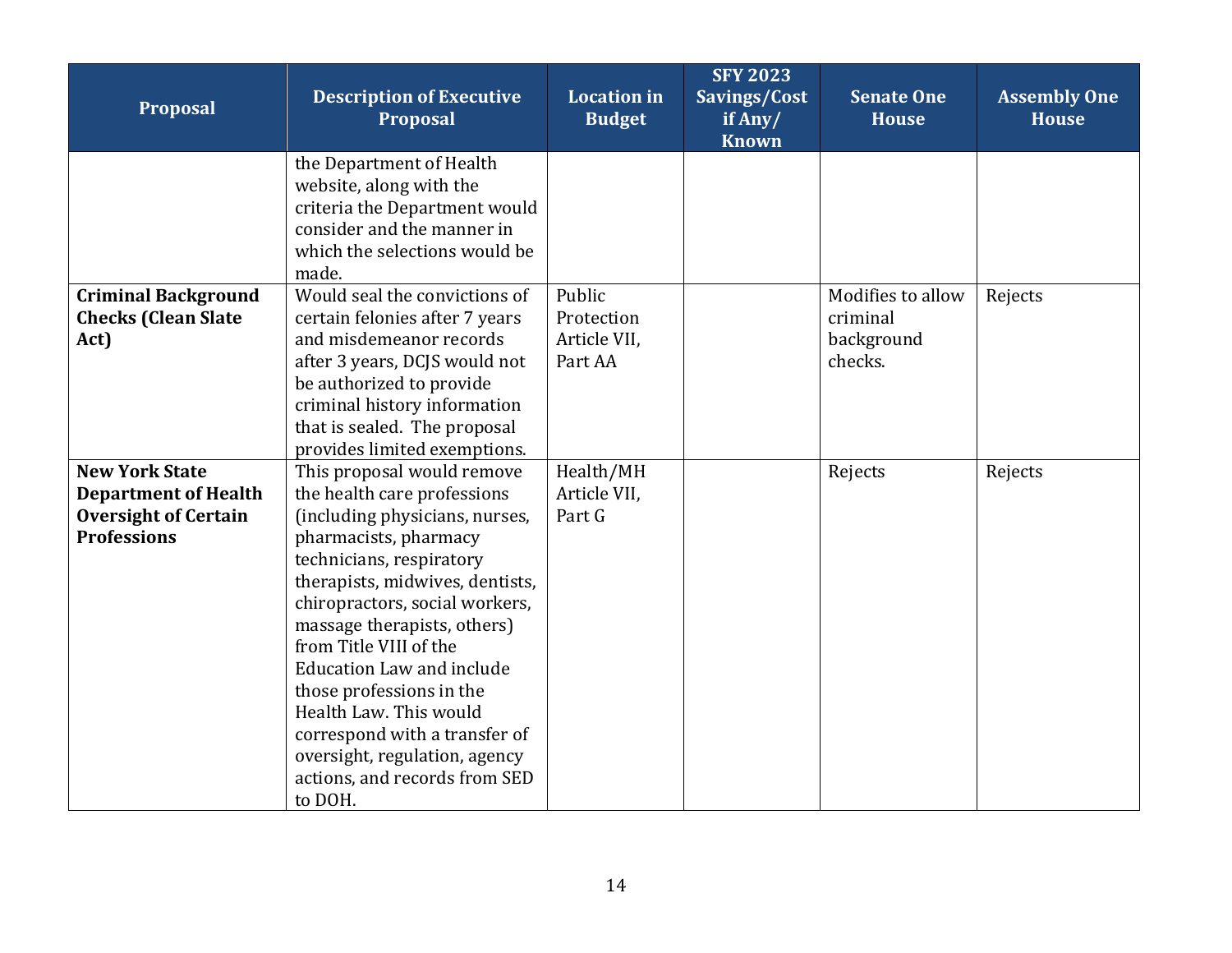| Proposal | Description of Executive Proposal | Location in Budget | SFY 2023 Savings/Cost if Any/ Known | Senate One House | Assembly One House |
|---|---|---|---|---|---|
| | the Department of Health website, along with the criteria the Department would consider and the manner in which the selections would be made. | | | | |
| **Criminal Background Checks (Clean Slate Act)** | Would seal the convictions of certain felonies after 7 years and misdemeanor records after 3 years, DCJS would not be authorized to provide criminal history information that is sealed. The proposal provides limited exemptions. | Public Protection Article VII, Part AA | | Modifies to allow criminal background checks. | Rejects |
| **New York State Department of Health Oversight of Certain Professions** | This proposal would remove the health care professions (including physicians, nurses, pharmacists, pharmacy technicians, respiratory therapists, midwives, dentists, chiropractors, social workers, massage therapists, others) from Title VIII of the Education Law and include those professions in the Health Law. This would correspond with a transfer of oversight, regulation, agency actions, and records from SED to DOH. | Health/MH Article VII, Part G | | Rejects | Rejects |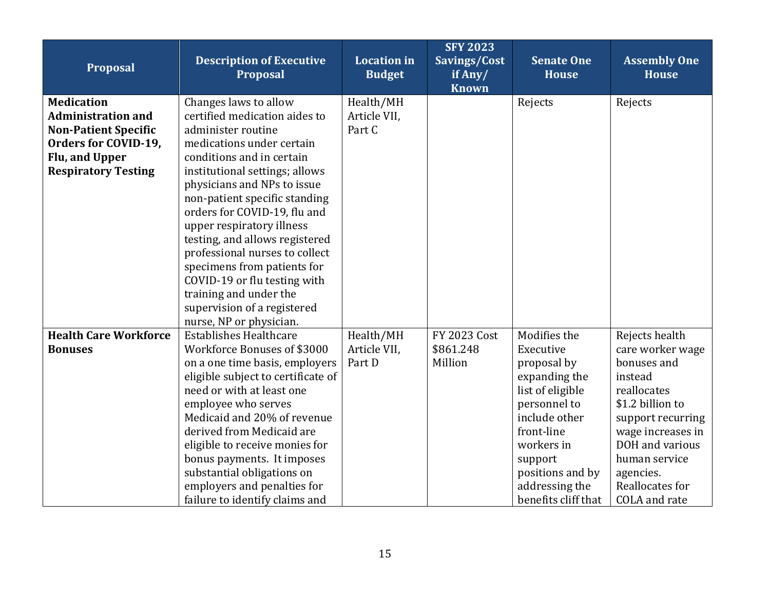| Proposal | Description of Executive Proposal | Location in Budget | SFY 2023 Savings/Cost if Any/ Known | Senate One House | Assembly One House |
|---|---|---|---|---|---|
| **Medication Administration and Non-Patient Specific Orders for COVID-19, Flu, and Upper Respiratory Testing** | Changes laws to allow certified medication aides to administer routine medications under certain conditions and in certain institutional settings; allows physicians and NPs to issue non-patient specific standing orders for COVID-19, flu and upper respiratory illness testing, and allows registered professional nurses to collect specimens from patients for COVID-19 or flu testing with training and under the supervision of a registered nurse, NP or physician. | Health/MH Article VII, Part C | | Rejects | Rejects |
| **Health Care Workforce Bonuses** | Establishes Healthcare Workforce Bonuses of $3000 on a one time basis, employers eligible subject to certificate of need or with at least one employee who serves Medicaid and 20% of revenue derived from Medicaid are eligible to receive monies for bonus payments. It imposes substantial obligations on employers and penalties for failure to identify claims and | Health/MH Article VII, Part D | FY 2023 Cost $861.248 Million | Modifies the Executive proposal by expanding the list of eligible personnel to include other front-line workers in support positions and by addressing the benefits cliff that | Rejects health care worker wage bonuses and instead reallocates $1.2 billion to support recurring wage increases in DOH and various human service agencies. Reallocates for COLA and rate |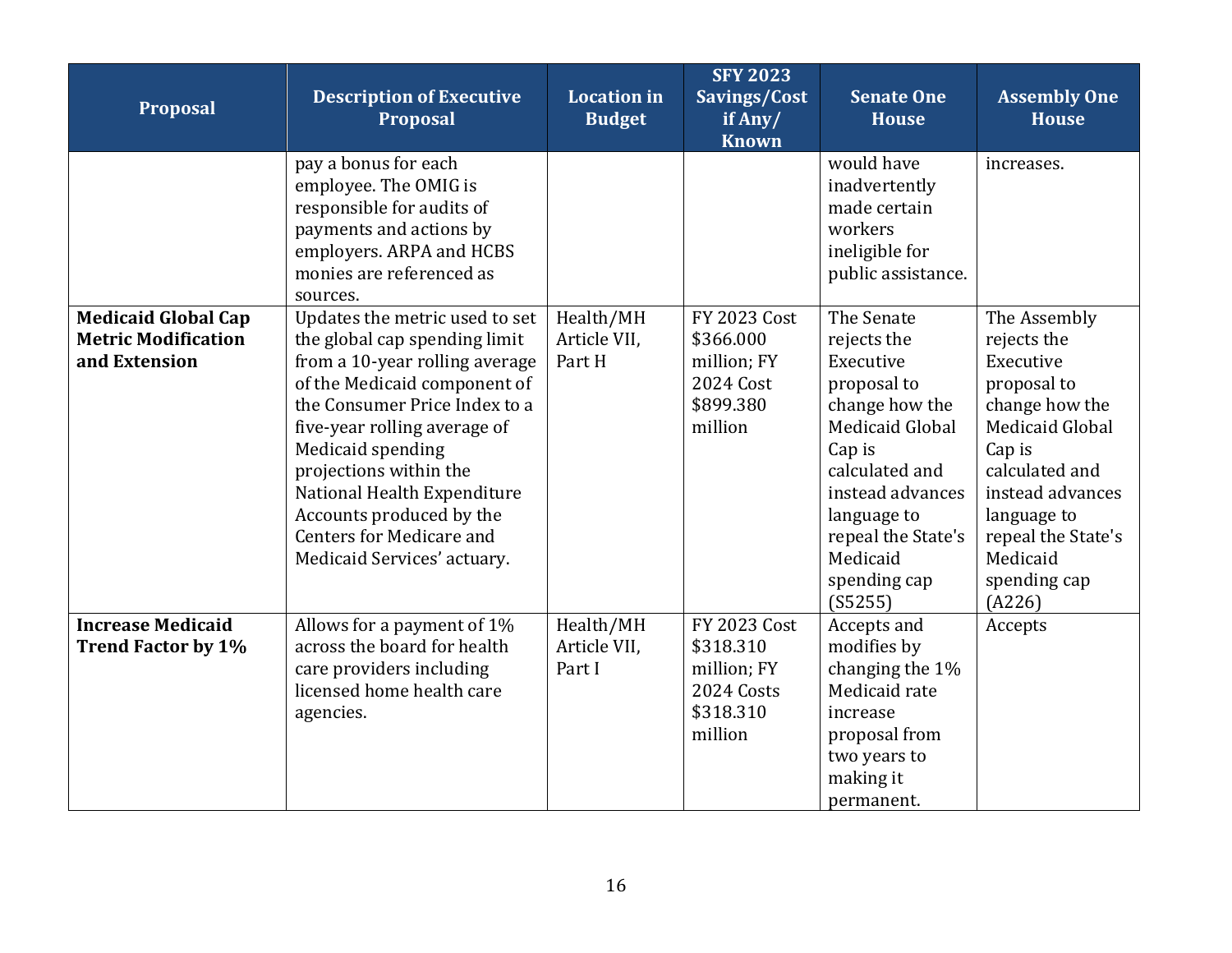| Proposal | Description of Executive Proposal | Location in Budget | SFY 2023 Savings/Cost if Any/ Known | Senate One House | Assembly One House |
|---|---|---|---|---|---|
| | pay a bonus for each employee. The OMIG is responsible for audits of payments and actions by employers. ARPA and HCBS monies are referenced as sources. | | | would have inadvertently made certain workers ineligible for public assistance. | increases. |
| **Medicaid Global Cap Metric Modification and Extension** | Updates the metric used to set the global cap spending limit from a 10-year rolling average of the Medicaid component of the Consumer Price Index to a five-year rolling average of Medicaid spending projections within the National Health Expenditure Accounts produced by the Centers for Medicare and Medicaid Services' actuary. | Health/MH Article VII, Part H | FY 2023 Cost $366.000 million; FY 2024 Cost $899.380 million | The Senate rejects the Executive proposal to change how the Medicaid Global Cap is calculated and instead advances language to repeal the State's Medicaid spending cap (S5255) | The Assembly rejects the Executive proposal to change how the Medicaid Global Cap is calculated and instead advances language to repeal the State's Medicaid spending cap (A226) |
| **Increase Medicaid Trend Factor by 1%** | Allows for a payment of 1% across the board for health care providers including licensed home health care agencies. | Health/MH Article VII, Part I | FY 2023 Cost $318.310 million; FY 2024 Costs $318.310 million | Accepts and modifies by changing the 1% Medicaid rate increase proposal from two years to making it permanent. | Accepts |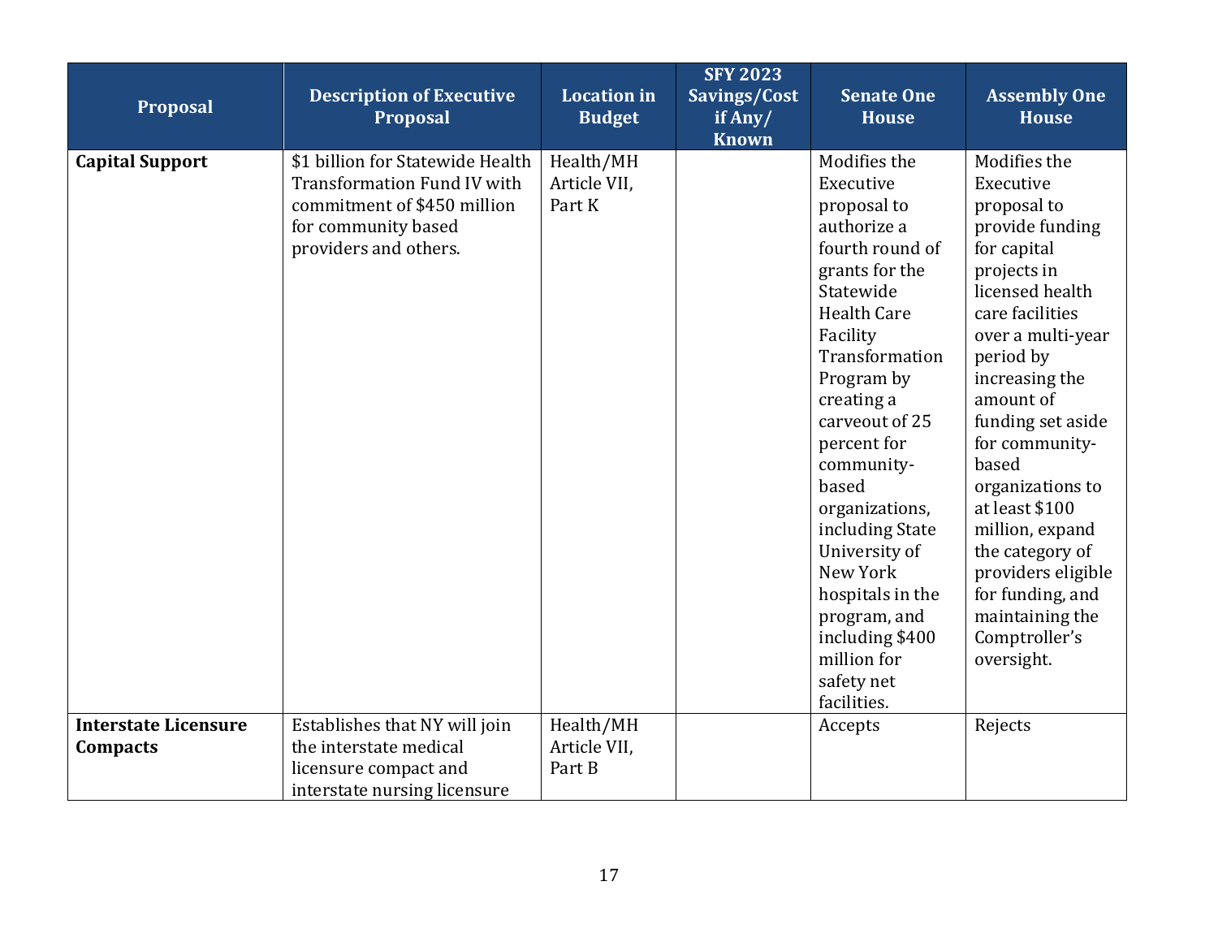| Proposal | Description of Executive Proposal | Location in Budget | SFY 2023 Savings/Cost if Any/ Known | Senate One House | Assembly One House |
|---|---|---|---|---|---|
| **Capital Support** | $1 billion for Statewide Health Transformation Fund IV with commitment of $450 million for community based providers and others. | Health/MH Article VII, Part K | | Modifies the Executive proposal to authorize a fourth round of grants for the Statewide Health Care Facility Transformation Program by creating a carveout of 25 percent for community-based organizations, including State University of New York hospitals in the program, and including $400 million for safety net facilities. | Modifies the Executive proposal to provide funding for capital projects in licensed health care facilities over a multi-year period by increasing the amount of funding set aside for community-based organizations to at least $100 million, expand the category of providers eligible for funding, and maintaining the Comptroller's oversight. |
| **Interstate Licensure Compacts** | Establishes that NY will join the interstate medical licensure compact and interstate nursing licensure | Health/MH Article VII, Part B | | Accepts | Rejects |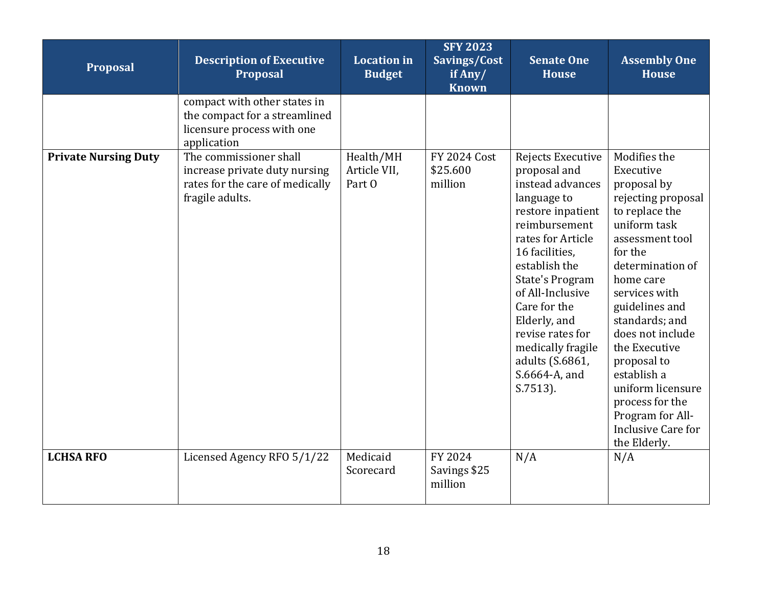| Proposal | Description of Executive Proposal | Location in Budget | SFY 2023 Savings/Cost if Any/ Known | Senate One House | Assembly One House |
|---|---|---|---|---|---|
| | compact with other states in the compact for a streamlined licensure process with one application | | | | |
| **Private Nursing Duty** | The commissioner shall increase private duty nursing rates for the care of medically fragile adults. | Health/MH Article VII, Part O | FY 2024 Cost $25.600 million | Rejects Executive proposal and instead advances language to restore inpatient reimbursement rates for Article 16 facilities, establish the State's Program of All-Inclusive Care for the Elderly, and revise rates for medically fragile adults (S.6861, S.6664-A, and S.7513). | Modifies the Executive proposal by rejecting proposal to replace the uniform task assessment tool for the determination of home care services with guidelines and standards; and does not include the Executive proposal to establish a uniform licensure process for the Program for All-Inclusive Care for the Elderly. |
| **LCHSA RFO** | Licensed Agency RFO 5/1/22 | Medicaid Scorecard | FY 2024 Savings $25 million | N/A | N/A |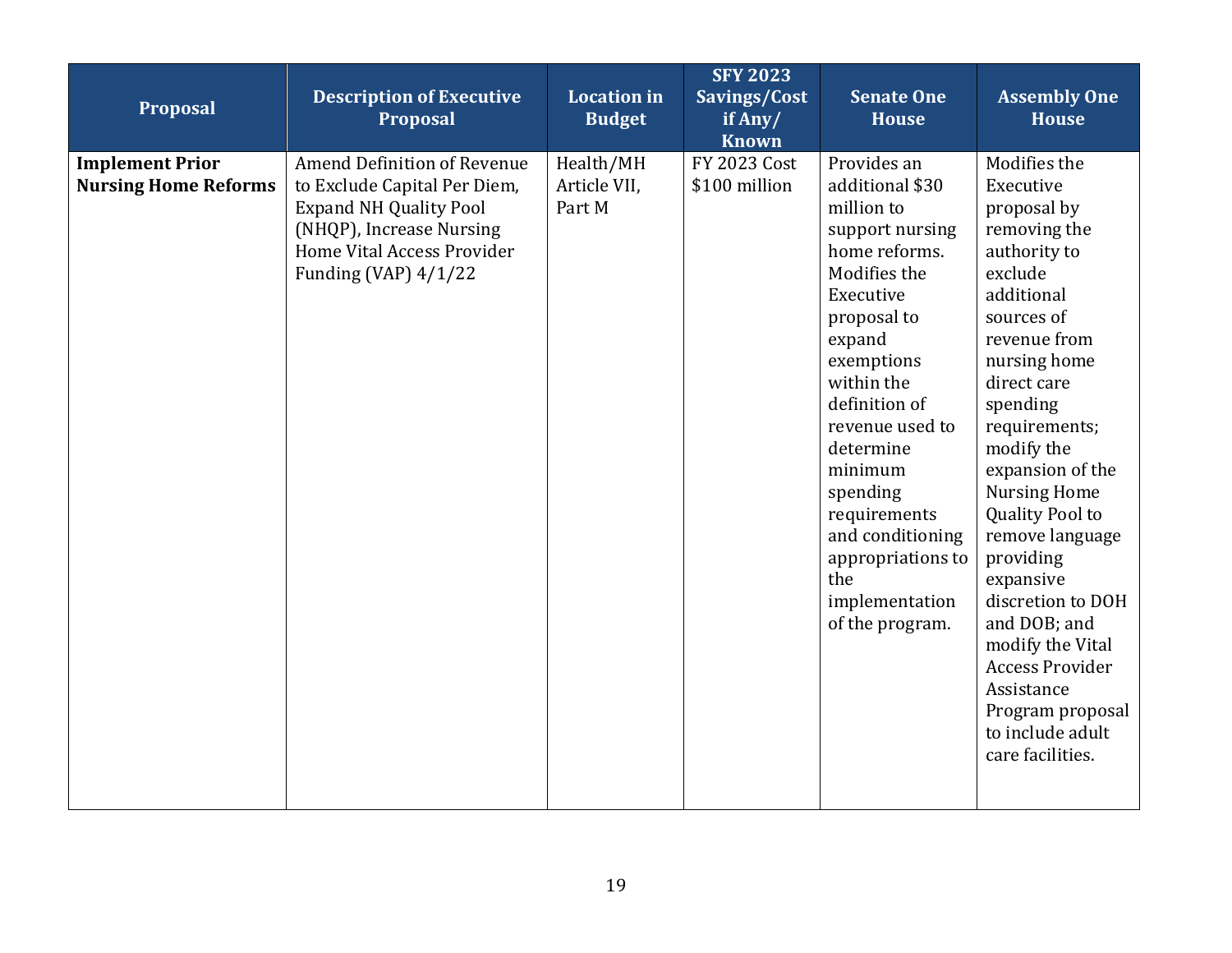| Proposal | Description of Executive Proposal | Location in Budget | SFY 2023 Savings/Cost if Any/ Known | Senate One House | Assembly One House |
|---|---|---|---|---|---|
| **Implement Prior Nursing Home Reforms** | Amend Definition of Revenue to Exclude Capital Per Diem, Expand NH Quality Pool (NHQP), Increase Nursing Home Vital Access Provider Funding (VAP) 4/1/22 | Health/MH Article VII, Part M | FY 2023 Cost $100 million | Provides an additional $30 million to support nursing home reforms. Modifies the Executive proposal to expand exemptions within the definition of revenue used to determine minimum spending requirements and conditioning appropriations to the implementation of the program. | Modifies the Executive proposal by removing the authority to exclude additional sources of revenue from nursing home direct care spending requirements; modify the expansion of the Nursing Home Quality Pool to remove language providing expansive discretion to DOH and DOB; and modify the Vital Access Provider Assistance Program proposal to include adult care facilities. |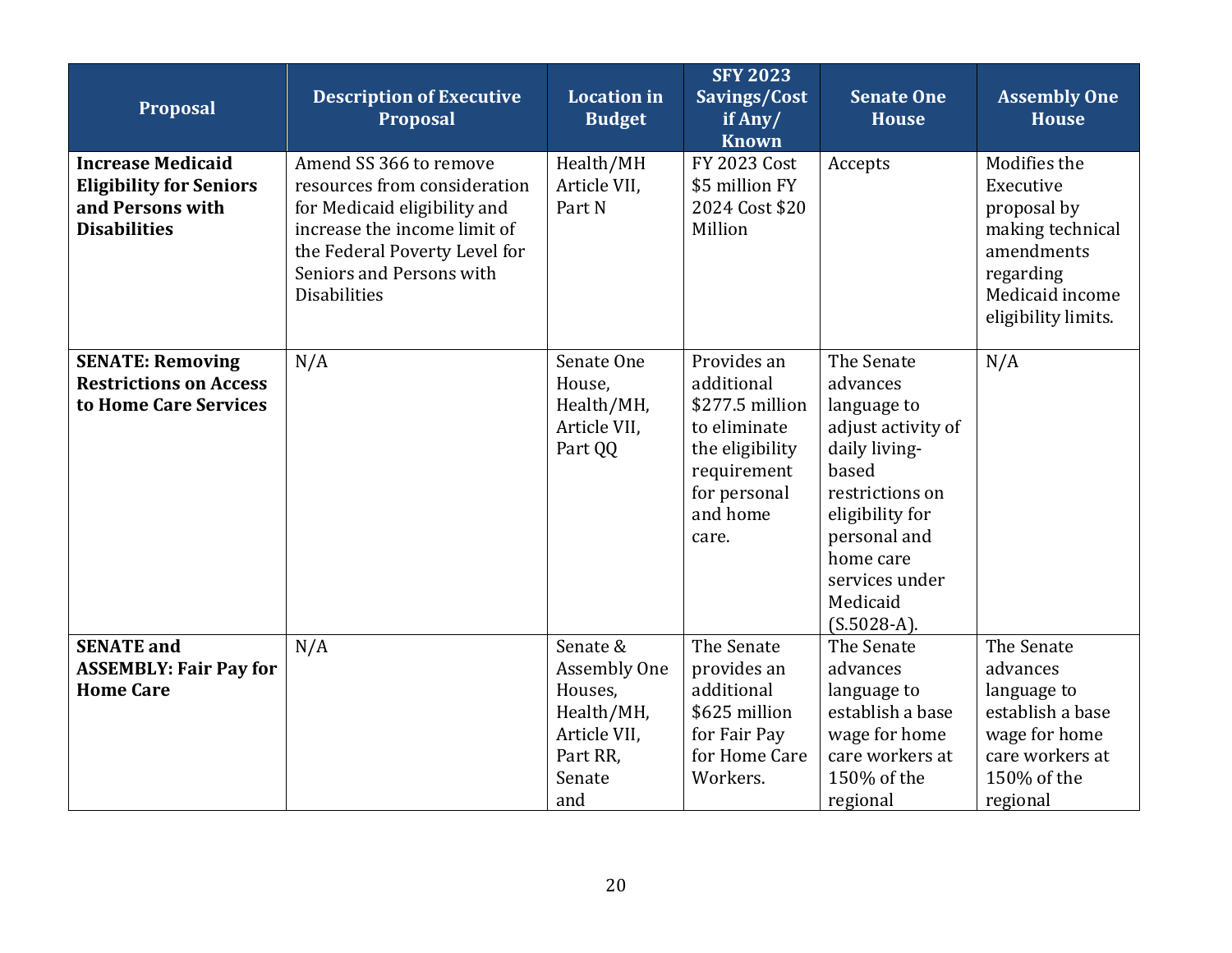| Proposal | Description of Executive Proposal | Location in Budget | SFY 2023 Savings/Cost if Any/ Known | Senate One House | Assembly One House |
|---|---|---|---|---|---|
| **Increase Medicaid Eligibility for Seniors and Persons with Disabilities** | Amend SS 366 to remove resources from consideration for Medicaid eligibility and increase the income limit of the Federal Poverty Level for Seniors and Persons with Disabilities | Health/MH Article VII, Part N | FY 2023 Cost $5 million FY 2024 Cost $20 Million | Accepts | Modifies the Executive proposal by making technical amendments regarding Medicaid income eligibility limits. |
| **SENATE: Removing Restrictions on Access to Home Care Services** | N/A | Senate One House, Health/MH, Article VII, Part QQ | Provides an additional $277.5 million to eliminate the eligibility requirement for personal and home care. | The Senate advances language to adjust activity of daily living-based restrictions on eligibility for personal and home care services under Medicaid (S.5028-A). | N/A |
| **SENATE and ASSEMBLY: Fair Pay for Home Care** | N/A | Senate & Assembly One Houses, Health/MH, Article VII, Part RR, Senate and | The Senate provides an additional $625 million for Fair Pay for Home Care Workers. | The Senate advances language to establish a base wage for home care workers at 150% of the regional | The Senate advances language to establish a base wage for home care workers at 150% of the regional |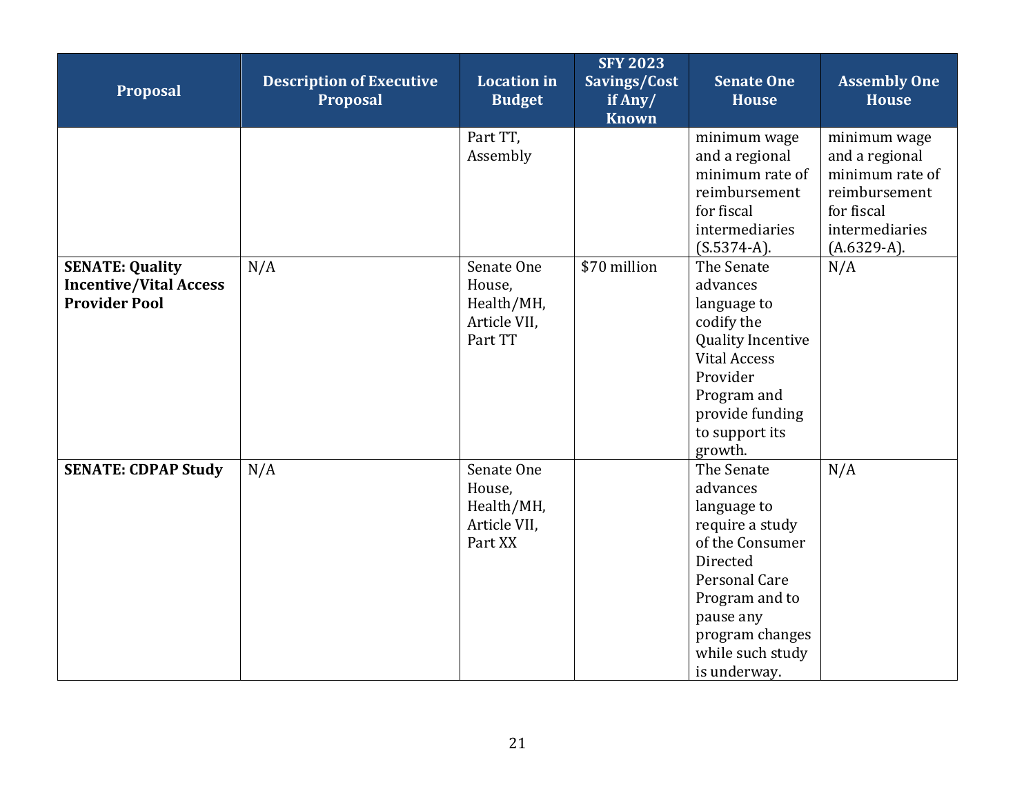| Proposal | Description of Executive Proposal | Location in Budget | SFY 2023 Savings/Cost if Any/ Known | Senate One House | Assembly One House |
|---|---|---|---|---|---|
| | | Part TT, Assembly | | minimum wage and a regional minimum rate of reimbursement for fiscal intermediaries (S.5374-A). | minimum wage and a regional minimum rate of reimbursement for fiscal intermediaries (A.6329-A). |
| **SENATE: Quality Incentive/Vital Access Provider Pool** | N/A | Senate One House, Health/MH, Article VII, Part TT | $70 million | The Senate advances language to codify the Quality Incentive Vital Access Provider Program and provide funding to support its growth. | N/A |
| **SENATE: CDPAP Study** | N/A | Senate One House, Health/MH, Article VII, Part XX | | The Senate advances language to require a study of the Consumer Directed Personal Care Program and to pause any program changes while such study is underway. | N/A |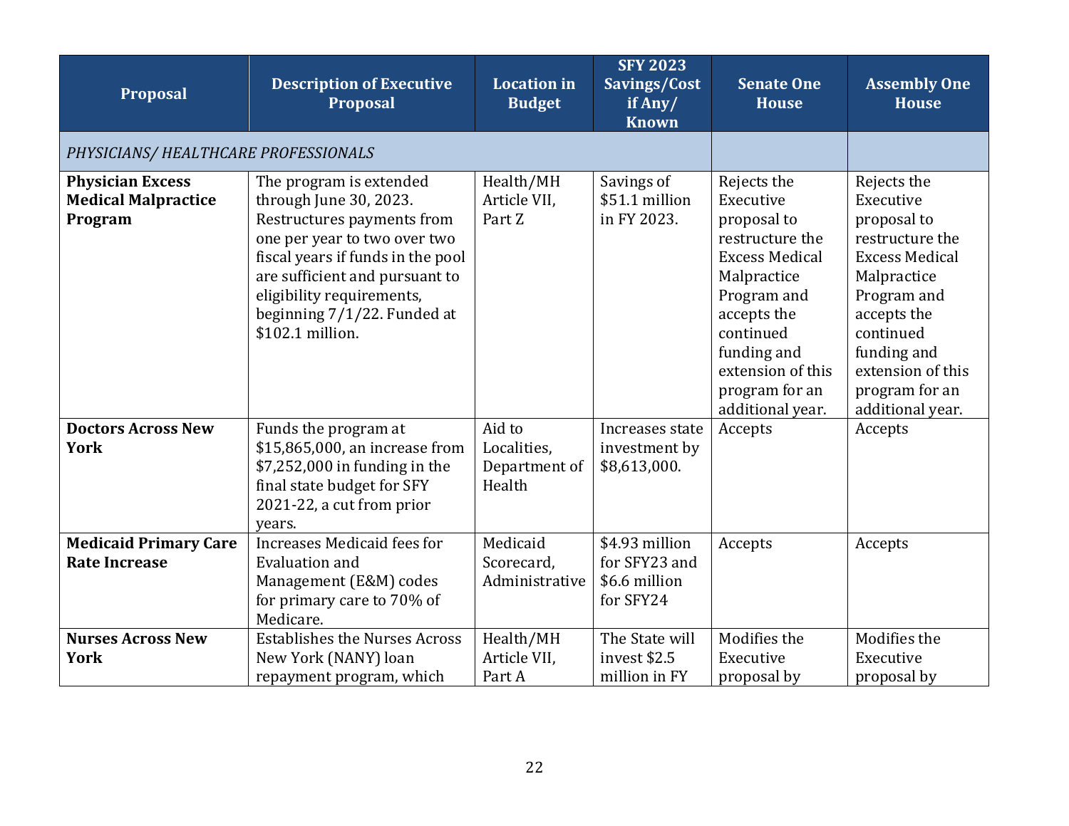| Proposal | Description of Executive Proposal | Location in Budget | SFY 2023 Savings/Cost if Any/ Known | Senate One House | Assembly One House |
|---|---|---|---|---|---|
| *PHYSICIANS/ HEALTHCARE PROFESSIONALS* | | | | | |
| **Physician Excess Medical Malpractice Program** | The program is extended through June 30, 2023. Restructures payments from one per year to two over two fiscal years if funds in the pool are sufficient and pursuant to eligibility requirements, beginning 7/1/22. Funded at $102.1 million. | Health/MH Article VII, Part Z | Savings of $51.1 million in FY 2023. | Rejects the Executive proposal to restructure the Excess Medical Malpractice Program and accepts the continued funding and extension of this program for an additional year. | Rejects the Executive proposal to restructure the Excess Medical Malpractice Program and accepts the continued funding and extension of this program for an additional year. |
| **Doctors Across New York** | Funds the program at $15,865,000, an increase from $7,252,000 in funding in the final state budget for SFY 2021-22, a cut from prior years. | Aid to Localities, Department of Health | Increases state investment by $8,613,000. | Accepts | Accepts |
| **Medicaid Primary Care Rate Increase** | Increases Medicaid fees for Evaluation and Management (E&M) codes for primary care to 70% of Medicare. | Medicaid Scorecard, Administrative | $4.93 million for SFY23 and $6.6 million for SFY24 | Accepts | Accepts |
| **Nurses Across New York** | Establishes the Nurses Across New York (NANY) loan repayment program, which | Health/MH Article VII, Part A | The State will invest $2.5 million in FY | Modifies the Executive proposal by | Modifies the Executive proposal by |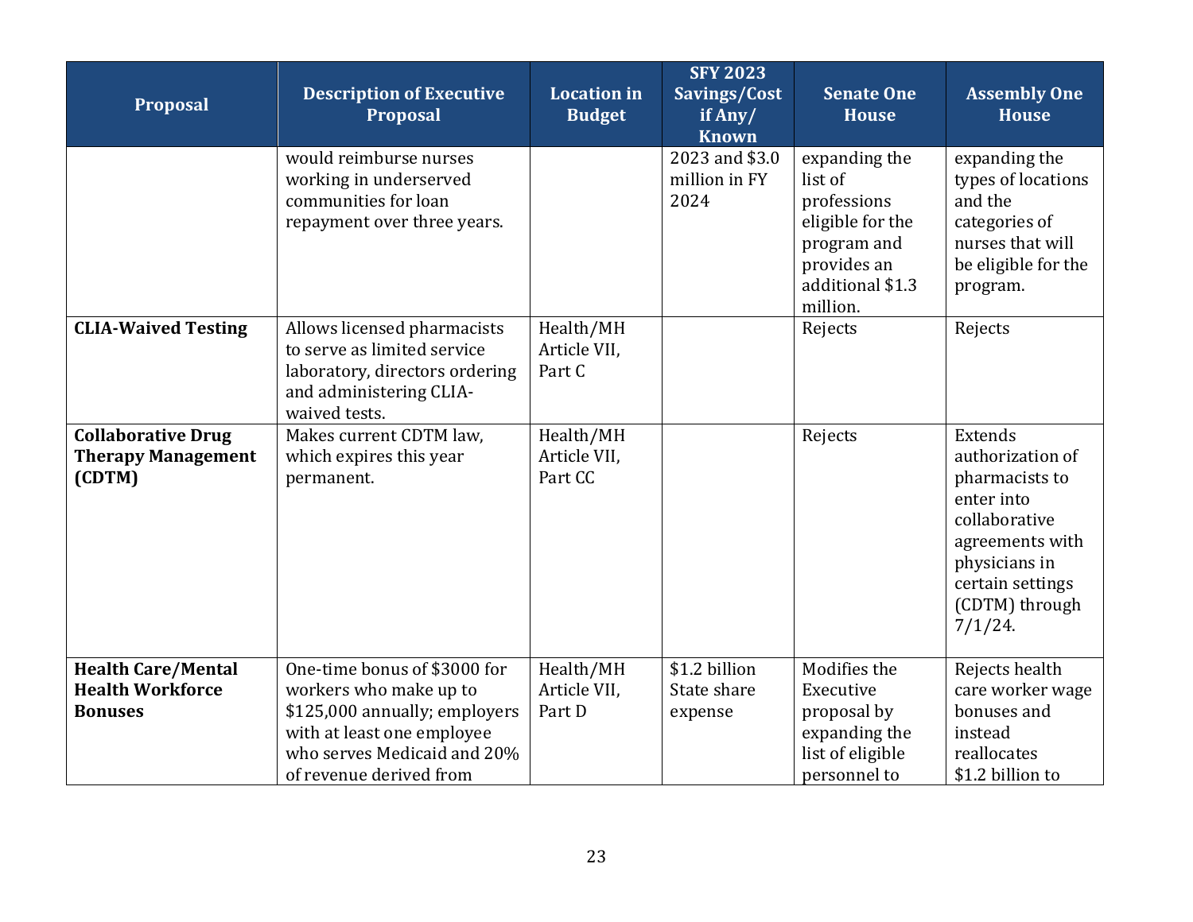| Proposal | Description of Executive Proposal | Location in Budget | SFY 2023 Savings/Cost if Any/ Known | Senate One House | Assembly One House |
|---|---|---|---|---|---|
| | would reimburse nurses working in underserved communities for loan repayment over three years. | | 2023 and $3.0 million in FY 2024 | expanding the list of professions eligible for the program and provides an additional $1.3 million. | expanding the types of locations and the categories of nurses that will be eligible for the program. |
| **CLIA-Waived Testing** | Allows licensed pharmacists to serve as limited service laboratory, directors ordering and administering CLIA-waived tests. | Health/MH Article VII, Part C | | Rejects | Rejects |
| **Collaborative Drug Therapy Management (CDTM)** | Makes current CDTM law, which expires this year permanent. | Health/MH Article VII, Part CC | | Rejects | Extends authorization of pharmacists to enter into collaborative agreements with physicians in certain settings (CDTM) through 7/1/24. |
| **Health Care/Mental Health Workforce Bonuses** | One-time bonus of $3000 for workers who make up to $125,000 annually; employers with at least one employee who serves Medicaid and 20% of revenue derived from | Health/MH Article VII, Part D | $1.2 billion State share expense | Modifies the Executive proposal by expanding the list of eligible personnel to | Rejects health care worker wage bonuses and instead reallocates $1.2 billion to |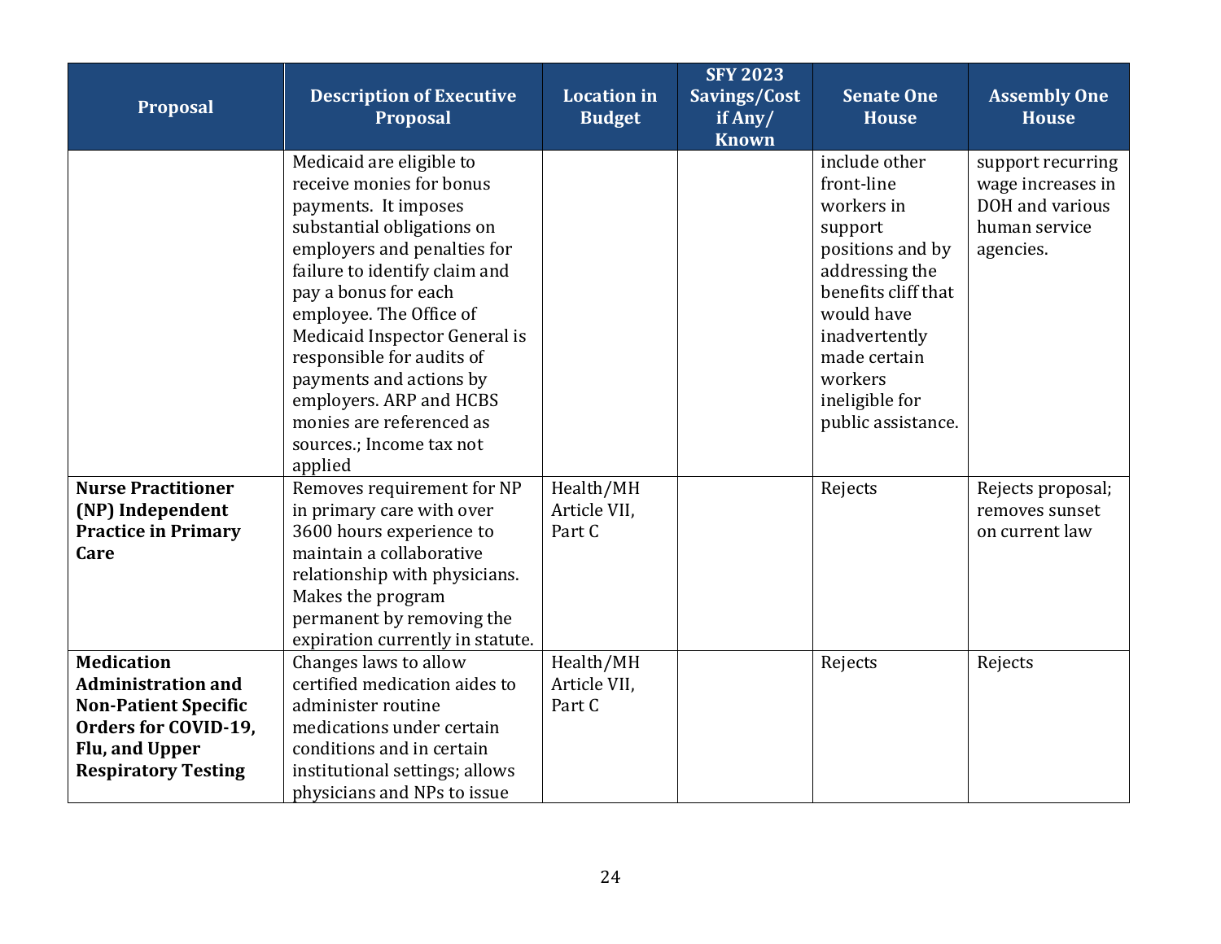| Proposal | Description of Executive Proposal | Location in Budget | SFY 2023 Savings/Cost if Any/ Known | Senate One House | Assembly One House |
|---|---|---|---|---|---|
| | Medicaid are eligible to receive monies for bonus payments. It imposes substantial obligations on employers and penalties for failure to identify claim and pay a bonus for each employee. The Office of Medicaid Inspector General is responsible for audits of payments and actions by employers. ARP and HCBS monies are referenced as sources.; Income tax not applied | | | include other front-line workers in support positions and by addressing the benefits cliff that would have inadvertently made certain workers ineligible for public assistance. | support recurring wage increases in DOH and various human service agencies. |
| **Nurse Practitioner (NP) Independent Practice in Primary Care** | Removes requirement for NP in primary care with over 3600 hours experience to maintain a collaborative relationship with physicians. Makes the program permanent by removing the expiration currently in statute. | Health/MH Article VII, Part C | | Rejects | Rejects proposal; removes sunset on current law |
| **Medication Administration and Non-Patient Specific Orders for COVID-19, Flu, and Upper Respiratory Testing** | Changes laws to allow certified medication aides to administer routine medications under certain conditions and in certain institutional settings; allows physicians and NPs to issue | Health/MH Article VII, Part C | | Rejects | Rejects |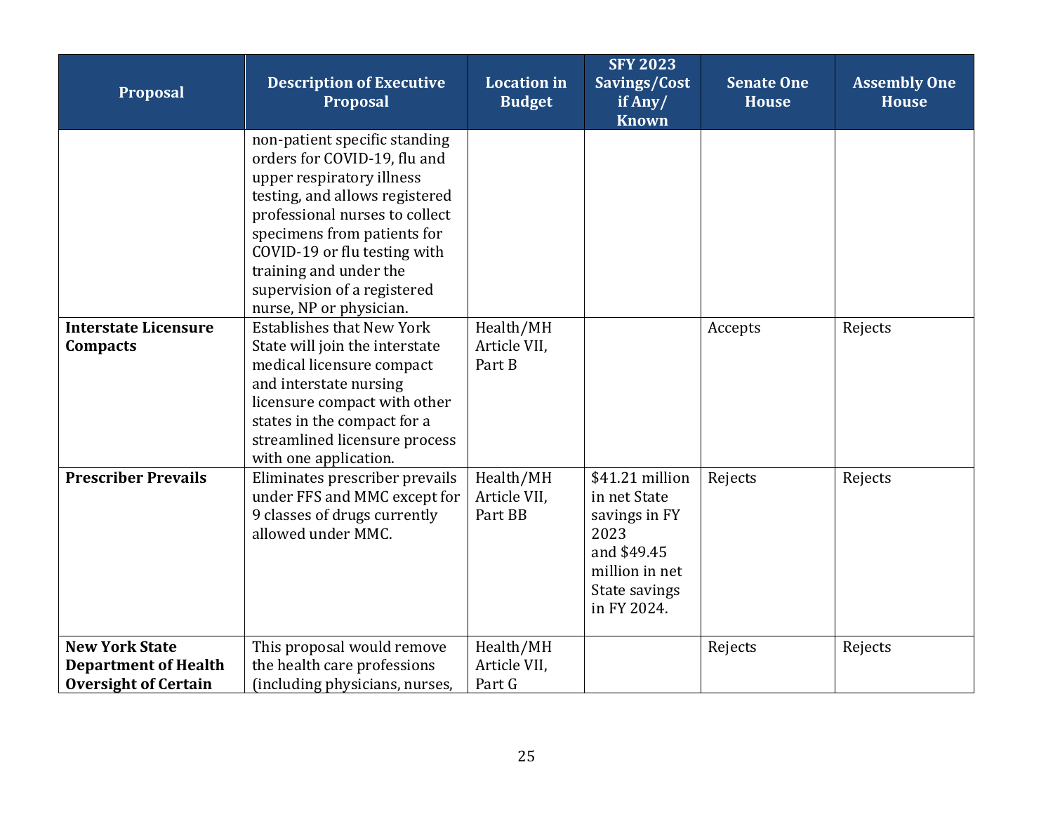| Proposal | Description of Executive Proposal | Location in Budget | SFY 2023 Savings/Cost if Any/ Known | Senate One House | Assembly One House |
|---|---|---|---|---|---|
| | non-patient specific standing orders for COVID-19, flu and upper respiratory illness testing, and allows registered professional nurses to collect specimens from patients for COVID-19 or flu testing with training and under the supervision of a registered nurse, NP or physician. | | | | |
| **Interstate Licensure Compacts** | Establishes that New York State will join the interstate medical licensure compact and interstate nursing licensure compact with other states in the compact for a streamlined licensure process with one application. | Health/MH Article VII, Part B | | Accepts | Rejects |
| **Prescriber Prevails** | Eliminates prescriber prevails under FFS and MMC except for 9 classes of drugs currently allowed under MMC. | Health/MH Article VII, Part BB | $41.21 million in net State savings in FY 2023 and $49.45 million in net State savings in FY 2024. | Rejects | Rejects |
| **New York State Department of Health Oversight of Certain** | This proposal would remove the health care professions (including physicians, nurses, | Health/MH Article VII, Part G | | Rejects | Rejects |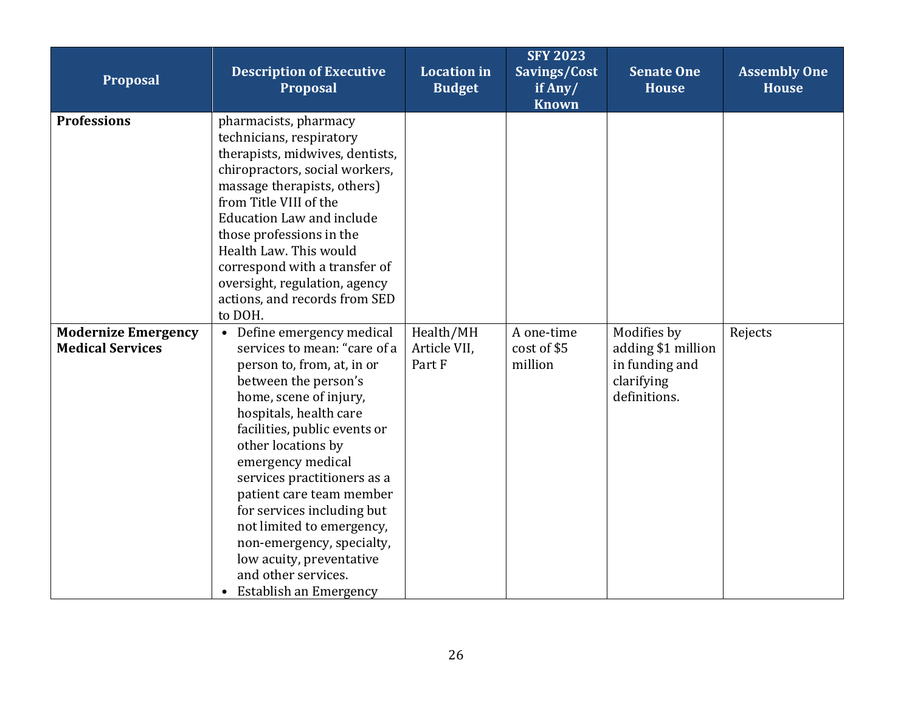| Proposal | Description of Executive Proposal | Location in Budget | SFY 2023 Savings/Cost if Any/ Known | Senate One House | Assembly One House |
|---|---|---|---|---|---|
| **Professions** | pharmacists, pharmacy technicians, respiratory therapists, midwives, dentists, chiropractors, social workers, massage therapists, others) from Title VIII of the Education Law and include those professions in the Health Law. This would correspond with a transfer of oversight, regulation, agency actions, and records from SED to DOH. | | | | |
| **Modernize Emergency Medical Services** | • Define emergency medical services to mean: "care of a person to, from, at, in or between the person's home, scene of injury, hospitals, health care facilities, public events or other locations by emergency medical services practitioners as a patient care team member for services including but not limited to emergency, non-emergency, specialty, low acuity, preventative and other services. <br>• Establish an Emergency | Health/MH Article VII, Part F | A one-time cost of $5 million | Modifies by adding $1 million in funding and clarifying definitions. | Rejects |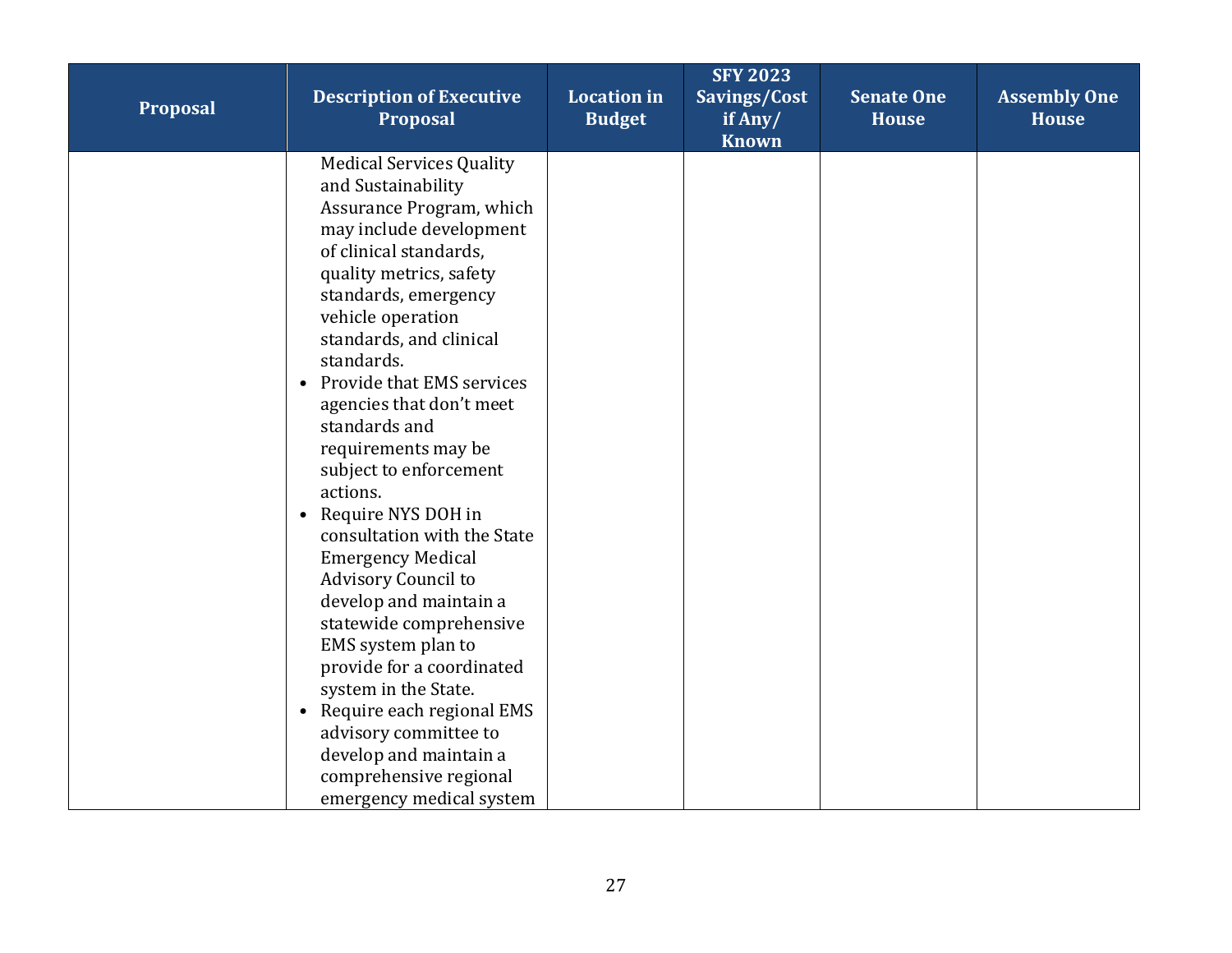| Proposal | Description of Executive Proposal | Location in Budget | SFY 2023 Savings/Cost if Any/ Known | Senate One House | Assembly One House |
|---|---|---|---|---|---|
| | Medical Services Quality and Sustainability Assurance Program, which may include development of clinical standards, quality metrics, safety standards, emergency vehicle operation standards, and clinical standards.<br>• Provide that EMS services agencies that don't meet standards and requirements may be subject to enforcement actions.<br>• Require NYS DOH in consultation with the State Emergency Medical Advisory Council to develop and maintain a statewide comprehensive EMS system plan to provide for a coordinated system in the State.<br>• Require each regional EMS advisory committee to develop and maintain a comprehensive regional emergency medical system | | | | |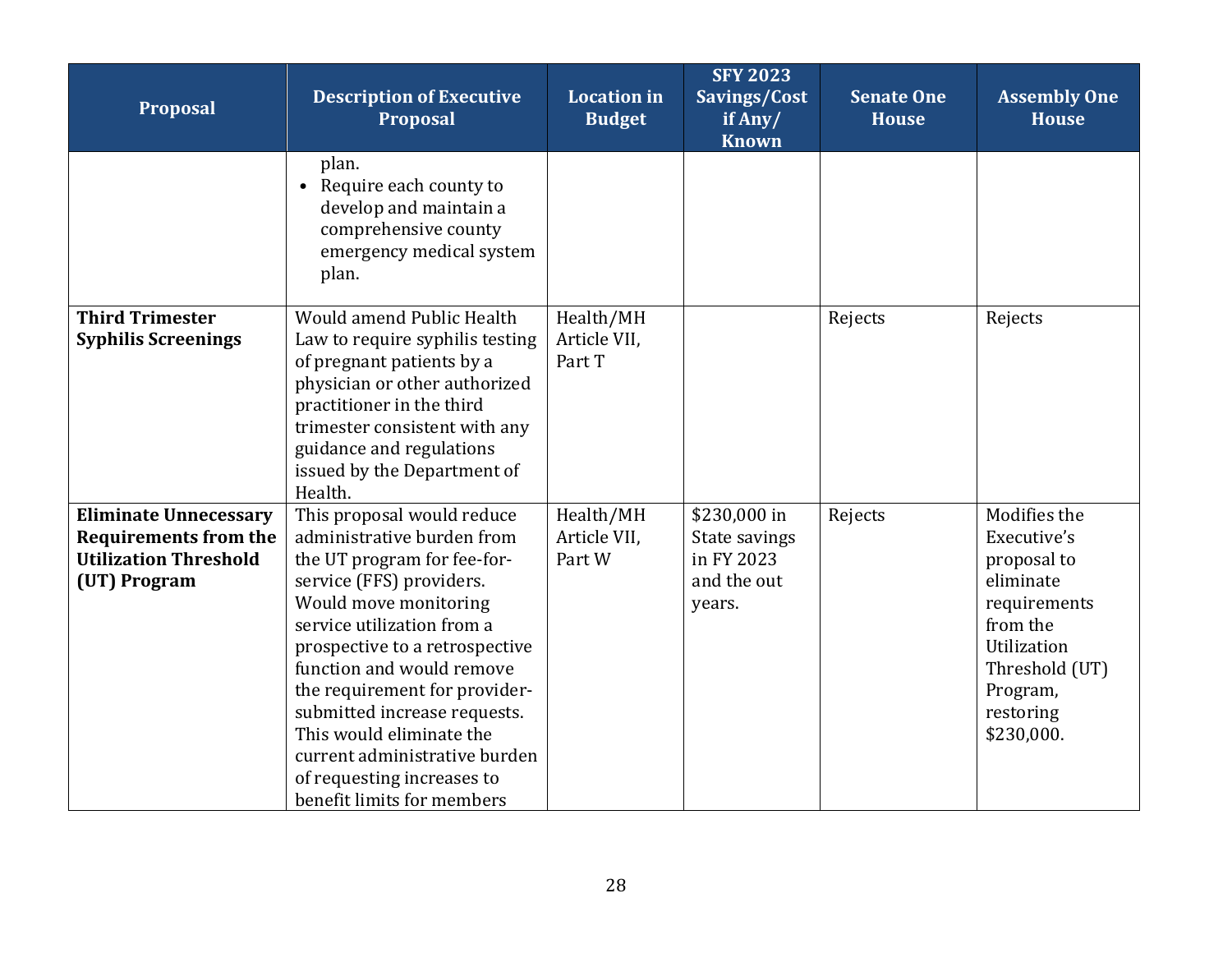| Proposal | Description of Executive Proposal | Location in Budget | SFY 2023 Savings/Cost if Any/ Known | Senate One House | Assembly One House |
|---|---|---|---|---|---|
| | plan.<br>• Require each county to develop and maintain a comprehensive county emergency medical system plan. | | | | |
| **Third Trimester Syphilis Screenings** | Would amend Public Health Law to require syphilis testing of pregnant patients by a physician or other authorized practitioner in the third trimester consistent with any guidance and regulations issued by the Department of Health. | Health/MH Article VII, Part T | | Rejects | Rejects |
| **Eliminate Unnecessary Requirements from the Utilization Threshold (UT) Program** | This proposal would reduce administrative burden from the UT program for fee-for-service (FFS) providers. Would move monitoring service utilization from a prospective to a retrospective function and would remove the requirement for provider-submitted increase requests. This would eliminate the current administrative burden of requesting increases to benefit limits for members | Health/MH Article VII, Part W | $230,000 in State savings in FY 2023 and the out years. | Rejects | Modifies the Executive's proposal to eliminate requirements from the Utilization Threshold (UT) Program, restoring $230,000. |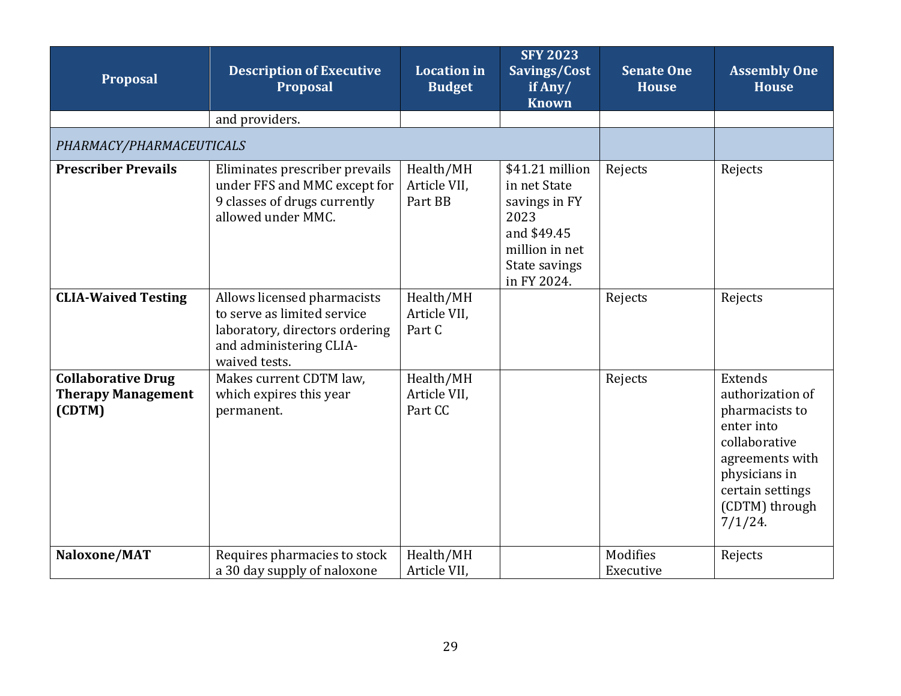| Proposal | Description of Executive Proposal | Location in Budget | SFY 2023 Savings/Cost if Any/ Known | Senate One House | Assembly One House |
|---|---|---|---|---|---|
| | and providers. | | | | |
| *PHARMACY/PHARMACEUTICALS* | | | | | |
| **Prescriber Prevails** | Eliminates prescriber prevails under FFS and MMC except for 9 classes of drugs currently allowed under MMC. | Health/MH Article VII, Part BB | $41.21 million in net State savings in FY 2023 and $49.45 million in net State savings in FY 2024. | Rejects | Rejects |
| **CLIA-Waived Testing** | Allows licensed pharmacists to serve as limited service laboratory, directors ordering and administering CLIA-waived tests. | Health/MH Article VII, Part C | | Rejects | Rejects |
| **Collaborative Drug Therapy Management (CDTM)** | Makes current CDTM law, which expires this year permanent. | Health/MH Article VII, Part CC | | Rejects | Extends authorization of pharmacists to enter into collaborative agreements with physicians in certain settings (CDTM) through 7/1/24. |
| **Naloxone/MAT** | Requires pharmacies to stock a 30 day supply of naloxone | Health/MH Article VII, | | Modifies Executive | Rejects |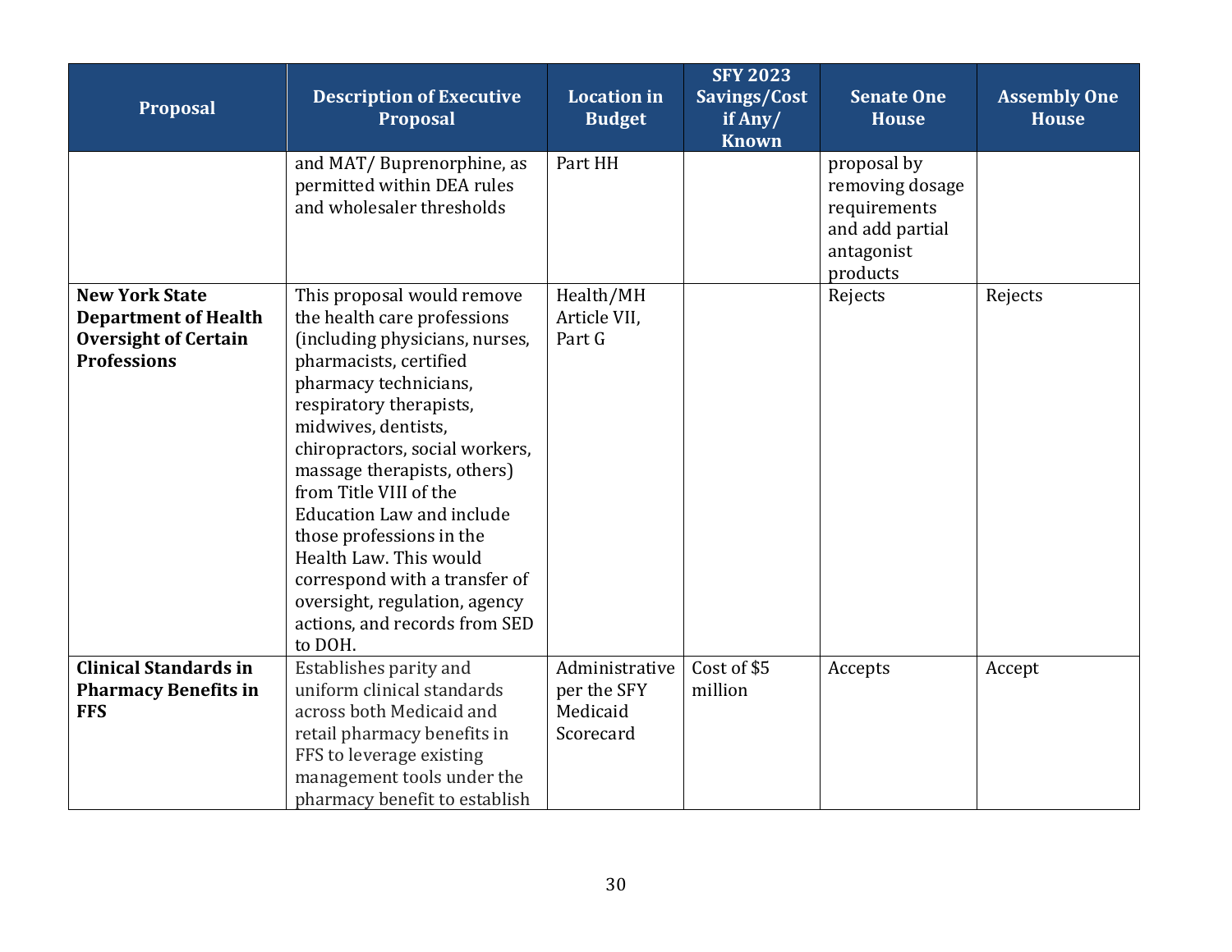| Proposal | Description of Executive Proposal | Location in Budget | SFY 2023 Savings/Cost if Any/ Known | Senate One House | Assembly One House |
|---|---|---|---|---|---|
| | and MAT/ Buprenorphine, as permitted within DEA rules and wholesaler thresholds | Part HH | | proposal by removing dosage requirements and add partial antagonist products | |
| **New York State Department of Health Oversight of Certain Professions** | This proposal would remove the health care professions (including physicians, nurses, pharmacists, certified pharmacy technicians, respiratory therapists, midwives, dentists, chiropractors, social workers, massage therapists, others) from Title VIII of the Education Law and include those professions in the Health Law. This would correspond with a transfer of oversight, regulation, agency actions, and records from SED to DOH. | Health/MH Article VII, Part G | | Rejects | Rejects |
| **Clinical Standards in Pharmacy Benefits in FFS** | Establishes parity and uniform clinical standards across both Medicaid and retail pharmacy benefits in FFS to leverage existing management tools under the pharmacy benefit to establish | Administrative per the SFY Medicaid Scorecard | Cost of $5 million | Accepts | Accept |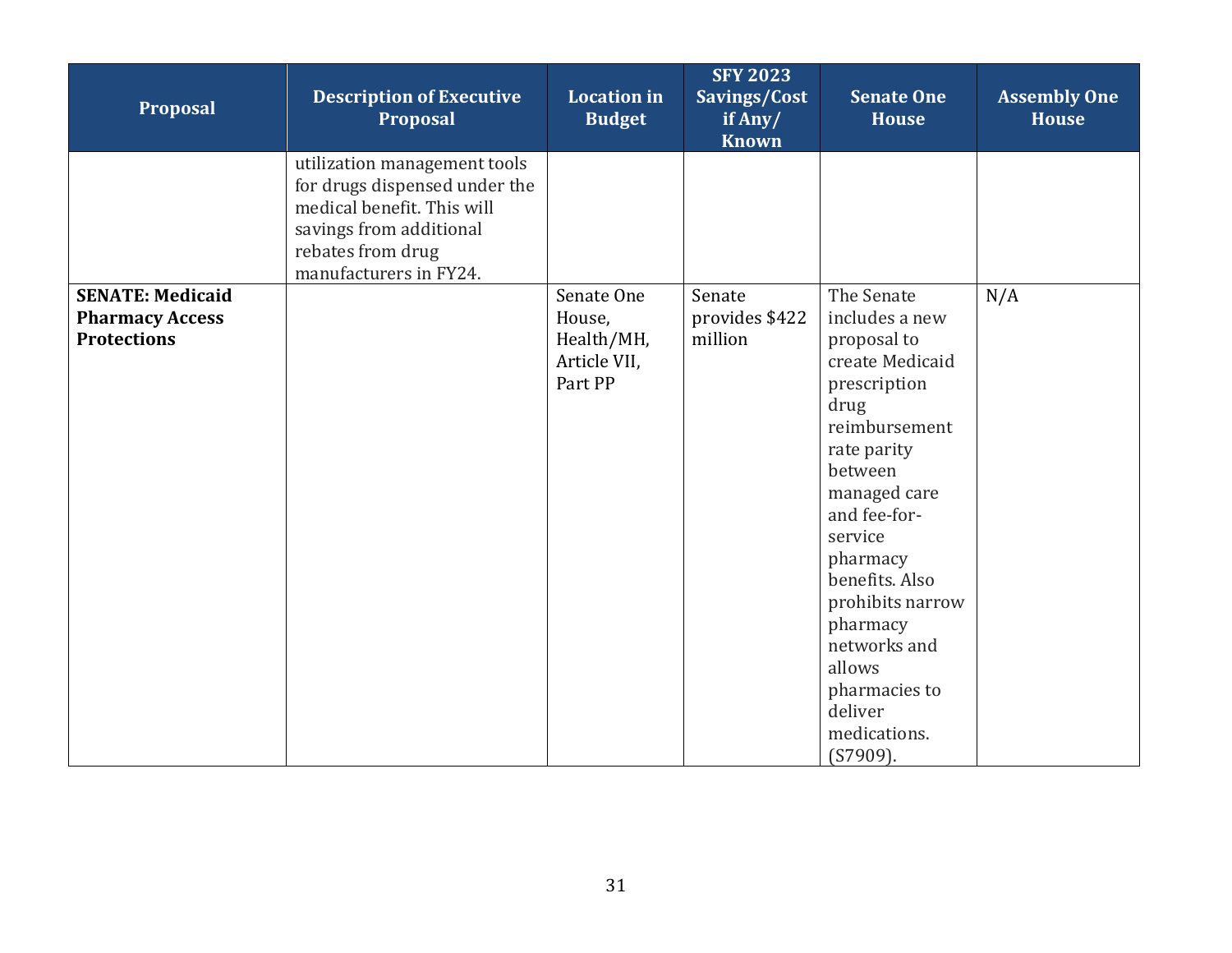| Proposal | Description of Executive Proposal | Location in Budget | SFY 2023 Savings/Cost if Any/ Known | Senate One House | Assembly One House |
|---|---|---|---|---|---|
| | utilization management tools for drugs dispensed under the medical benefit. This will savings from additional rebates from drug manufacturers in FY24. | | | | |
| **SENATE: Medicaid Pharmacy Access Protections** | | Senate One House, Health/MH, Article VII, Part PP | Senate provides $422 million | The Senate includes a new proposal to create Medicaid prescription drug reimbursement rate parity between managed care and fee-for-service pharmacy benefits. Also prohibits narrow pharmacy networks and allows pharmacies to deliver medications. (S7909). | N/A |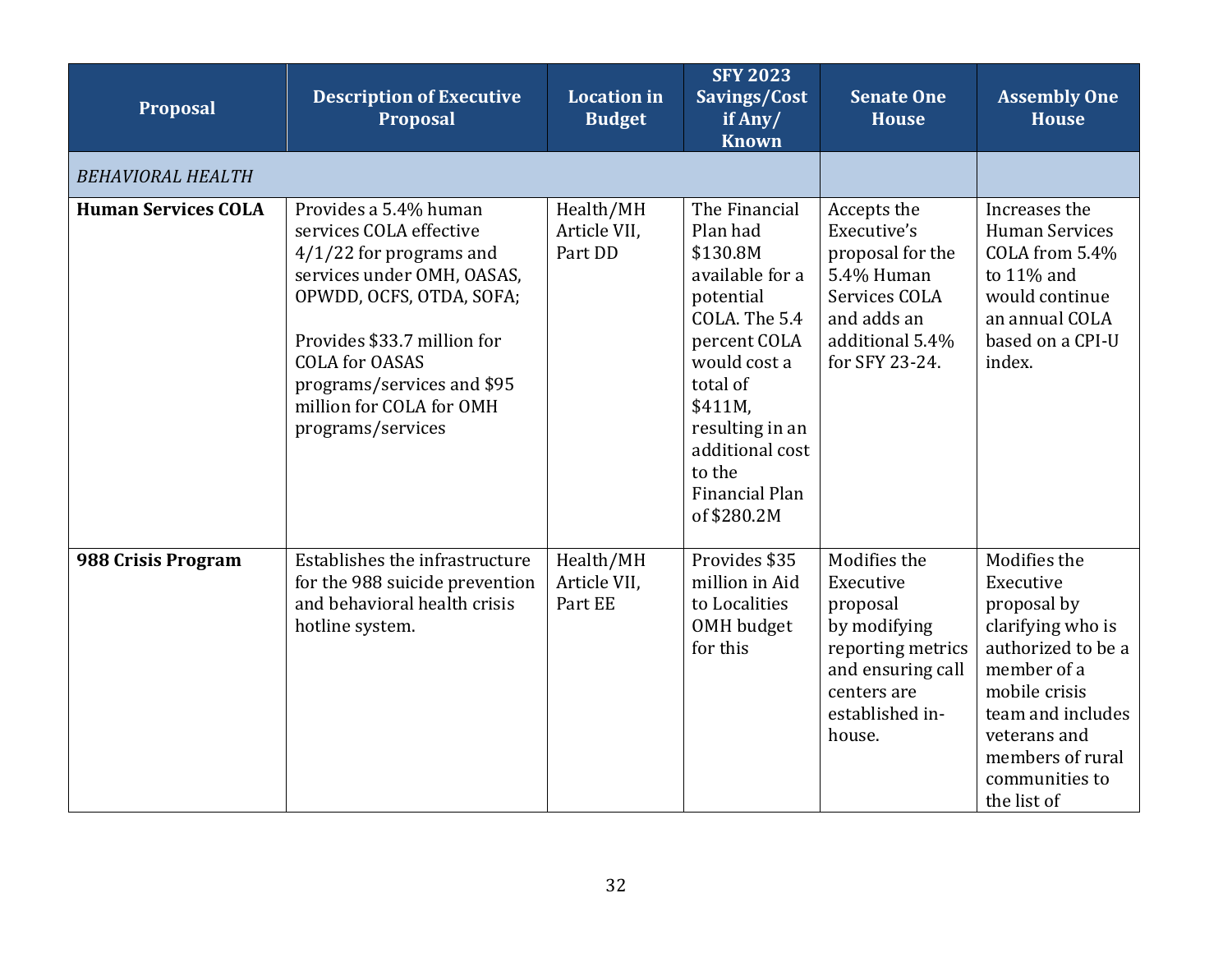| Proposal | Description of Executive Proposal | Location in Budget | SFY 2023 Savings/Cost if Any/ Known | Senate One House | Assembly One House |
|---|---|---|---|---|---|
| *BEHAVIORAL HEALTH* | | | | | |
| **Human Services COLA** | Provides a 5.4% human services COLA effective 4/1/22 for programs and services under OMH, OASAS, OPWDD, OCFS, OTDA, SOFA;<br><br>Provides $33.7 million for COLA for OASAS programs/services and $95 million for COLA for OMH programs/services | Health/MH Article VII, Part DD | The Financial Plan had $130.8M available for a potential COLA. The 5.4 percent COLA would cost a total of $411M, resulting in an additional cost to the Financial Plan of $280.2M | Accepts the Executive's proposal for the 5.4% Human Services COLA and adds an additional 5.4% for SFY 23-24. | Increases the Human Services COLA from 5.4% to 11% and would continue an annual COLA based on a CPI-U index. |
| **988 Crisis Program** | Establishes the infrastructure for the 988 suicide prevention and behavioral health crisis hotline system. | Health/MH Article VII, Part EE | Provides $35 million in Aid to Localities OMH budget for this | Modifies the Executive proposal by modifying reporting metrics and ensuring call centers are established in-house. | Modifies the Executive proposal by clarifying who is authorized to be a member of a mobile crisis team and includes veterans and members of rural communities to the list of |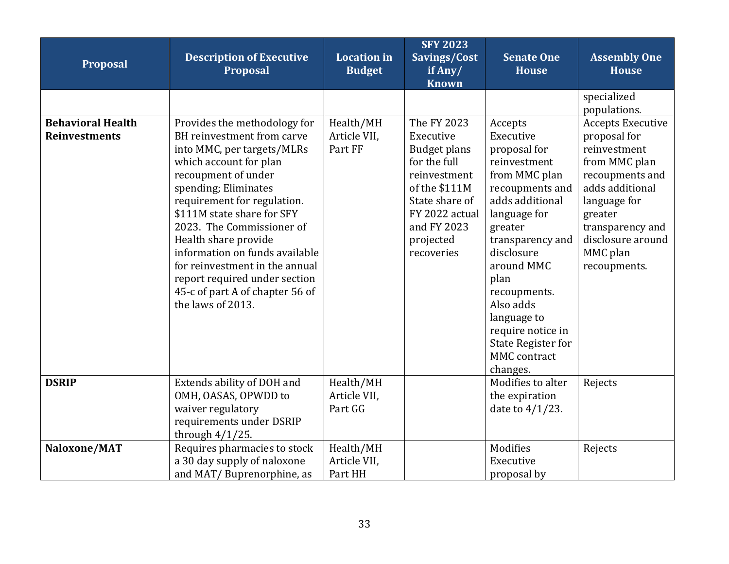| Proposal | Description of Executive Proposal | Location in Budget | SFY 2023 Savings/Cost if Any/ Known | Senate One House | Assembly One House |
|---|---|---|---|---|---|
| | | | | | specialized populations. |
| **Behavioral Health Reinvestments** | Provides the methodology for BH reinvestment from carve into MMC, per targets/MLRs which account for plan recoupment of under spending; Eliminates requirement for regulation. $111M state share for SFY 2023. The Commissioner of Health share provide information on funds available for reinvestment in the annual report required under section 45-c of part A of chapter 56 of the laws of 2013. | Health/MH Article VII, Part FF | The FY 2023 Executive Budget plans for the full reinvestment of the $111M State share of FY 2022 actual and FY 2023 projected recoveries | Accepts Executive proposal for reinvestment from MMC plan recoupments and adds additional language for greater transparency and disclosure around MMC plan recoupments. Also adds language to require notice in State Register for MMC contract changes. | Accepts Executive proposal for reinvestment from MMC plan recoupments and adds additional language for greater transparency and disclosure around MMC plan recoupments. |
| **DSRIP** | Extends ability of DOH and OMH, OASAS, OPWDD to waiver regulatory requirements under DSRIP through 4/1/25. | Health/MH Article VII, Part GG | | Modifies to alter the expiration date to 4/1/23. | Rejects |
| **Naloxone/MAT** | Requires pharmacies to stock a 30 day supply of naloxone and MAT/ Buprenorphine, as | Health/MH Article VII, Part HH | | Modifies Executive proposal by | Rejects |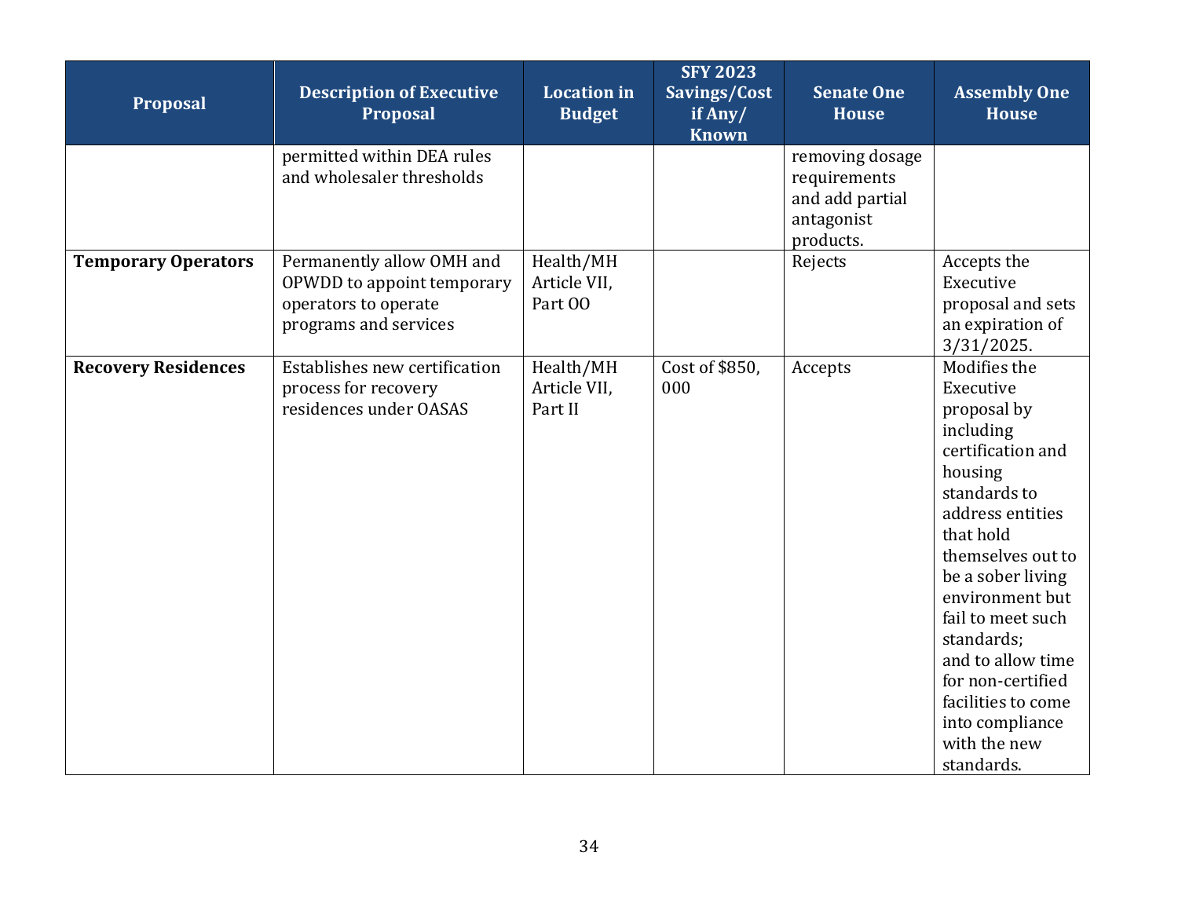| Proposal | Description of Executive Proposal | Location in Budget | SFY 2023 Savings/Cost if Any/ Known | Senate One House | Assembly One House |
|---|---|---|---|---|---|
| | permitted within DEA rules and wholesaler thresholds | | | removing dosage requirements and add partial antagonist products. | |
| **Temporary Operators** | Permanently allow OMH and OPWDD to appoint temporary operators to operate programs and services | Health/MH Article VII, Part OO | | Rejects | Accepts the Executive proposal and sets an expiration of 3/31/2025. |
| **Recovery Residences** | Establishes new certification process for recovery residences under OASAS | Health/MH Article VII, Part II | Cost of $850, 000 | Accepts | Modifies the Executive proposal by including certification and housing standards to address entities that hold themselves out to be a sober living environment but fail to meet such standards; and to allow time for non-certified facilities to come into compliance with the new standards. |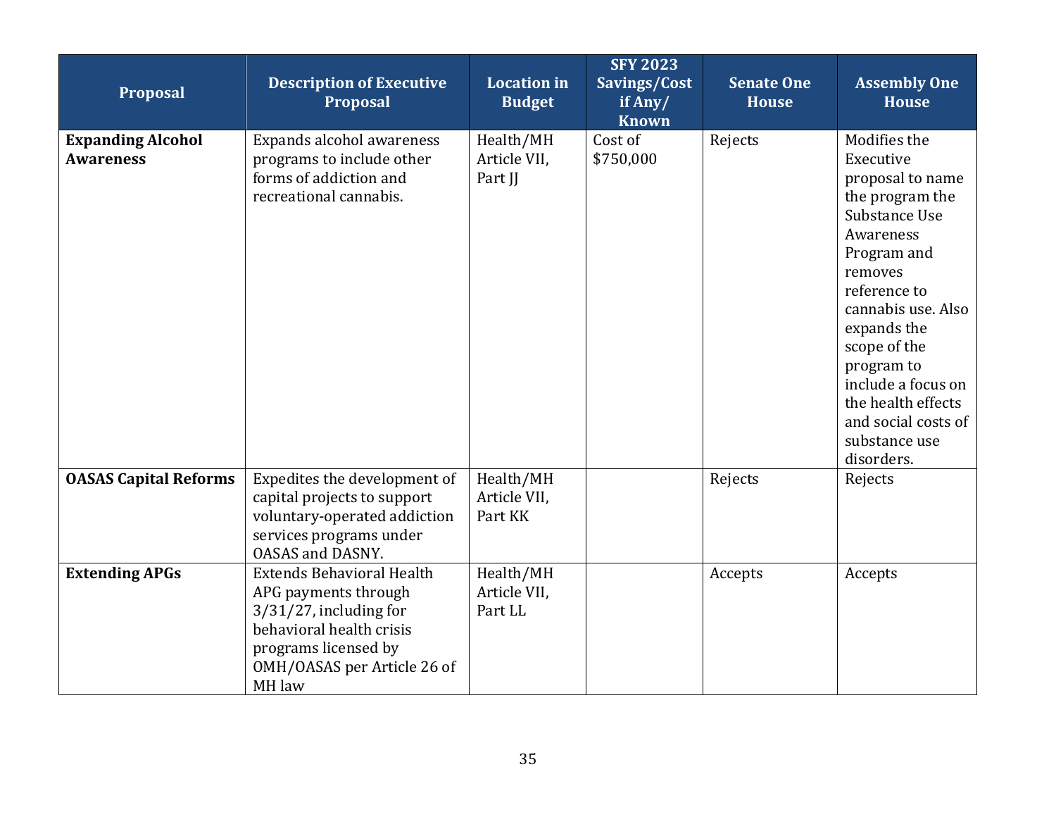| Proposal | Description of Executive Proposal | Location in Budget | SFY 2023 Savings/Cost if Any/ Known | Senate One House | Assembly One House |
|---|---|---|---|---|---|
| **Expanding Alcohol Awareness** | Expands alcohol awareness programs to include other forms of addiction and recreational cannabis. | Health/MH Article VII, Part JJ | Cost of $750,000 | Rejects | Modifies the Executive proposal to name the program the Substance Use Awareness Program and removes reference to cannabis use. Also expands the scope of the program to include a focus on the health effects and social costs of substance use disorders. |
| **OASAS Capital Reforms** | Expedites the development of capital projects to support voluntary-operated addiction services programs under OASAS and DASNY. | Health/MH Article VII, Part KK | | Rejects | Rejects |
| **Extending APGs** | Extends Behavioral Health APG payments through 3/31/27, including for behavioral health crisis programs licensed by OMH/OASAS per Article 26 of MH law | Health/MH Article VII, Part LL | | Accepts | Accepts |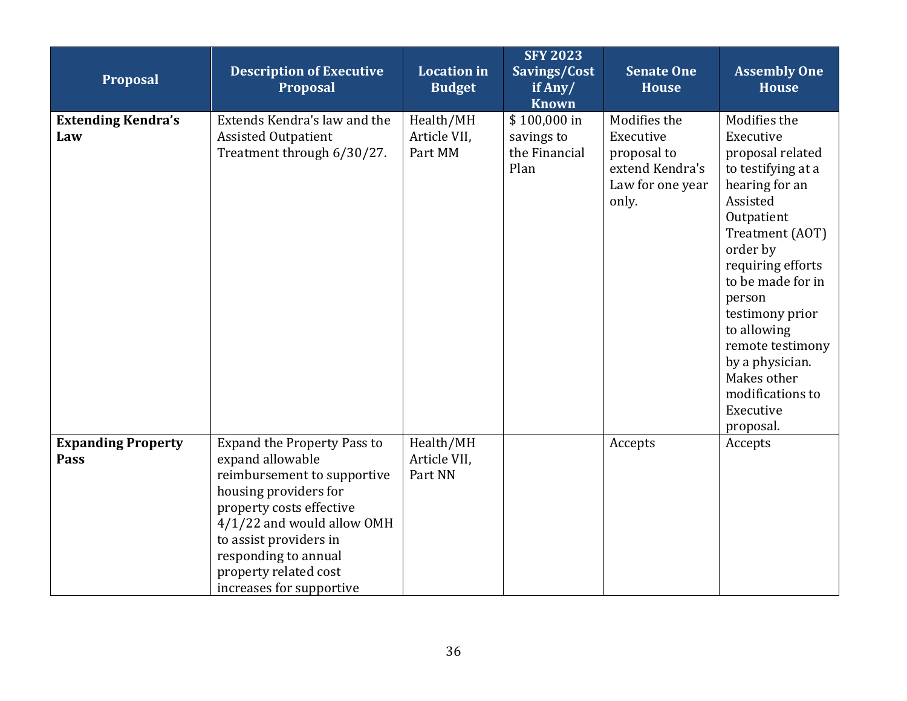| Proposal | Description of Executive Proposal | Location in Budget | SFY 2023 Savings/Cost if Any/ Known | Senate One House | Assembly One House |
|---|---|---|---|---|---|
| **Extending Kendra's Law** | Extends Kendra's law and the Assisted Outpatient Treatment through 6/30/27. | Health/MH Article VII, Part MM | $ 100,000 in savings to the Financial Plan | Modifies the Executive proposal to extend Kendra's Law for one year only. | Modifies the Executive proposal related to testifying at a hearing for an Assisted Outpatient Treatment (AOT) order by requiring efforts to be made for in person testimony prior to allowing remote testimony by a physician. Makes other modifications to Executive proposal. |
| **Expanding Property Pass** | Expand the Property Pass to expand allowable reimbursement to supportive housing providers for property costs effective 4/1/22 and would allow OMH to assist providers in responding to annual property related cost increases for supportive | Health/MH Article VII, Part NN | | Accepts | Accepts |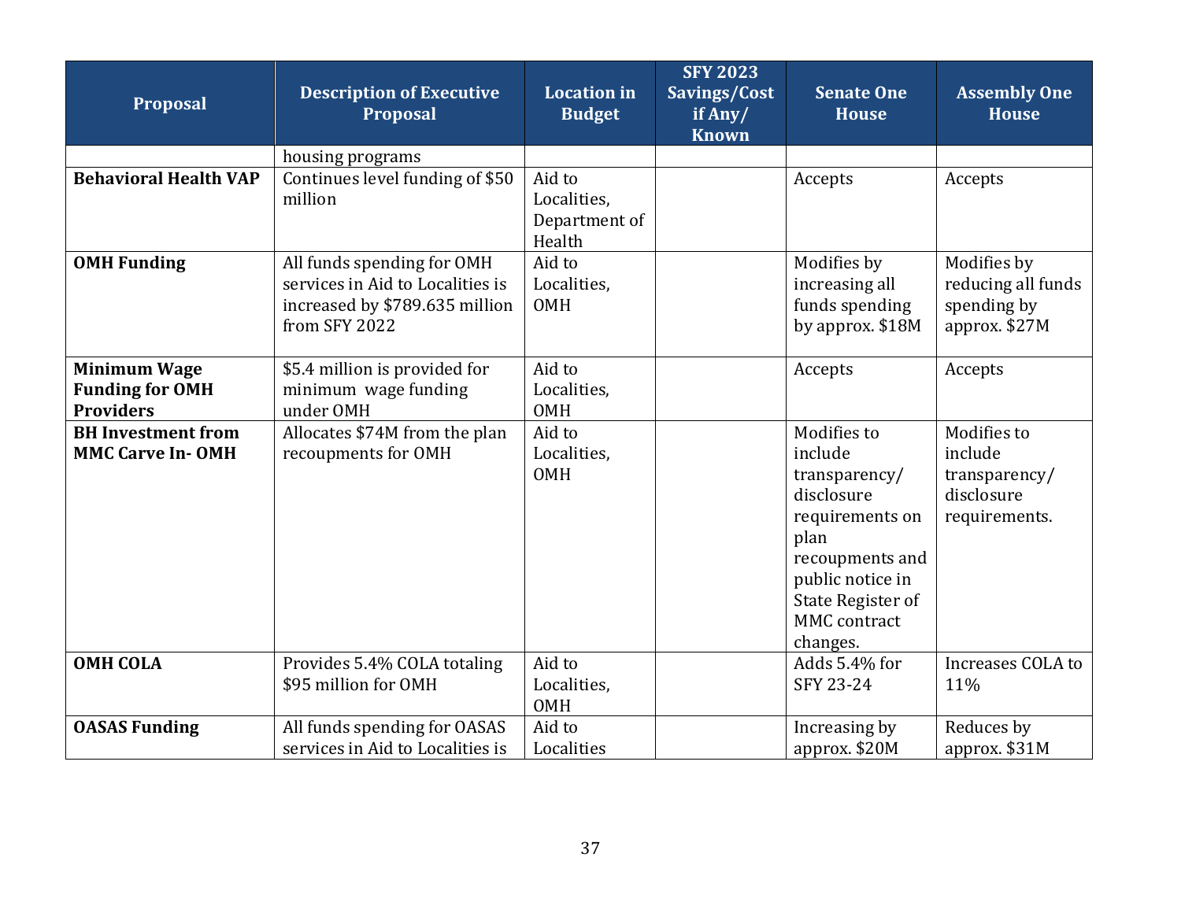| Proposal | Description of Executive Proposal | Location in Budget | SFY 2023 Savings/Cost if Any/ Known | Senate One House | Assembly One House |
|---|---|---|---|---|---|
| | housing programs | | | | |
| **Behavioral Health VAP** | Continues level funding of $50 million | Aid to Localities, Department of Health | | Accepts | Accepts |
| **OMH Funding** | All funds spending for OMH services in Aid to Localities is increased by $789.635 million from SFY 2022 | Aid to Localities, OMH | | Modifies by increasing all funds spending by approx. $18M | Modifies by reducing all funds spending by approx. $27M |
| **Minimum Wage Funding for OMH Providers** | $5.4 million is provided for minimum wage funding under OMH | Aid to Localities, OMH | | Accepts | Accepts |
| **BH Investment from MMC Carve In- OMH** | Allocates $74M from the plan recoupments for OMH | Aid to Localities, OMH | | Modifies to include transparency/ disclosure requirements on plan recoupments and public notice in State Register of MMC contract changes. | Modifies to include transparency/ disclosure requirements. |
| **OMH COLA** | Provides 5.4% COLA totaling $95 million for OMH | Aid to Localities, OMH | | Adds 5.4% for SFY 23-24 | Increases COLA to 11% |
| **OASAS Funding** | All funds spending for OASAS services in Aid to Localities is | Aid to Localities | | Increasing by approx. $20M | Reduces by approx. $31M |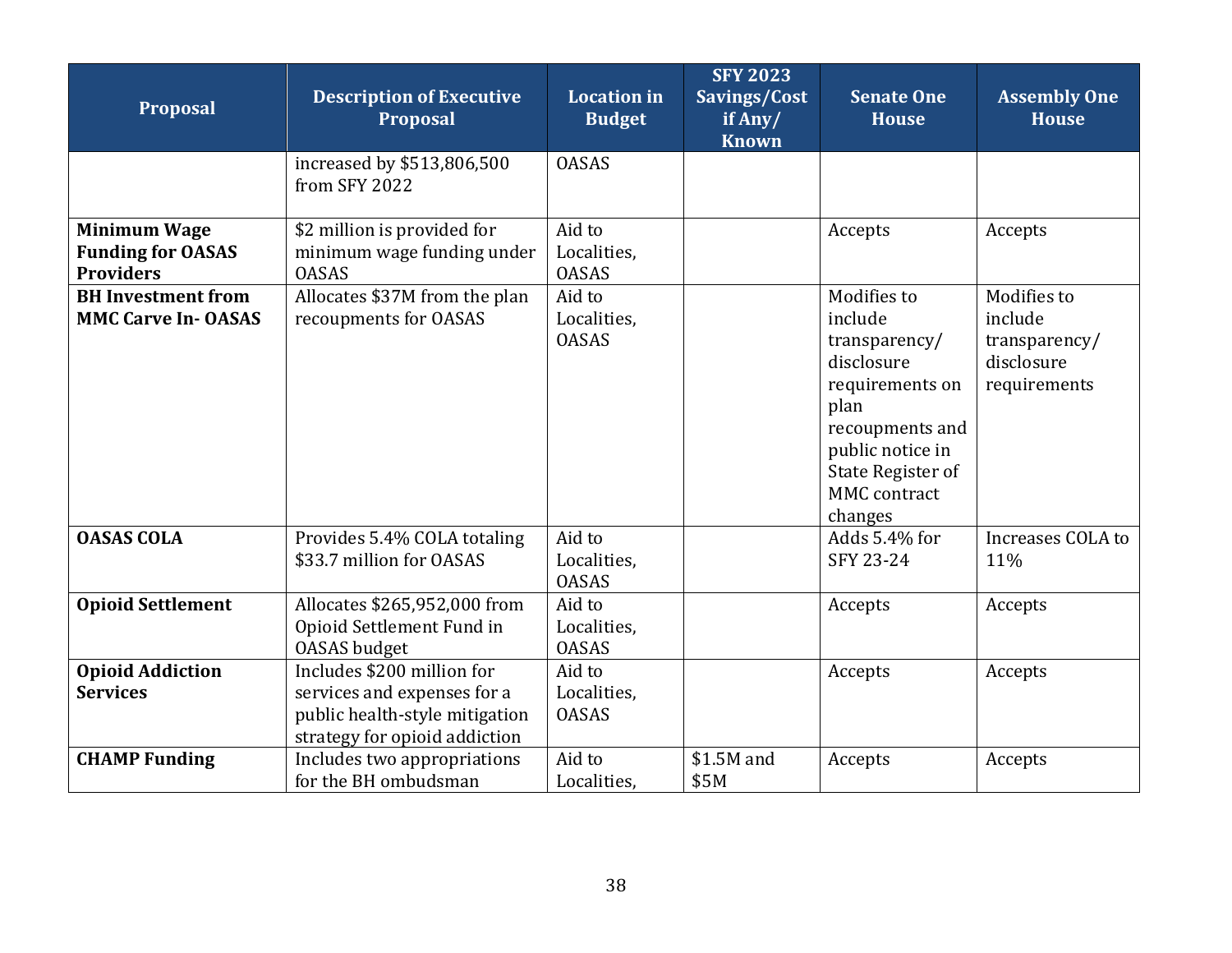| Proposal | Description of Executive Proposal | Location in Budget | SFY 2023 Savings/Cost if Any/ Known | Senate One House | Assembly One House |
|---|---|---|---|---|---|
| | increased by $513,806,500 from SFY 2022 | OASAS | | | |
| **Minimum Wage Funding for OASAS Providers** | $2 million is provided for minimum wage funding under OASAS | Aid to Localities, OASAS | | Accepts | Accepts |
| **BH Investment from MMC Carve In- OASAS** | Allocates $37M from the plan recoupments for OASAS | Aid to Localities, OASAS | | Modifies to include transparency/ disclosure requirements on plan recoupments and public notice in State Register of MMC contract changes | Modifies to include transparency/ disclosure requirements |
| **OASAS COLA** | Provides 5.4% COLA totaling $33.7 million for OASAS | Aid to Localities, OASAS | | Adds 5.4% for SFY 23-24 | Increases COLA to 11% |
| **Opioid Settlement** | Allocates $265,952,000 from Opioid Settlement Fund in OASAS budget | Aid to Localities, OASAS | | Accepts | Accepts |
| **Opioid Addiction Services** | Includes $200 million for services and expenses for a public health-style mitigation strategy for opioid addiction | Aid to Localities, OASAS | | Accepts | Accepts |
| **CHAMP Funding** | Includes two appropriations for the BH ombudsman | Aid to Localities, | $1.5M and $5M | Accepts | Accepts |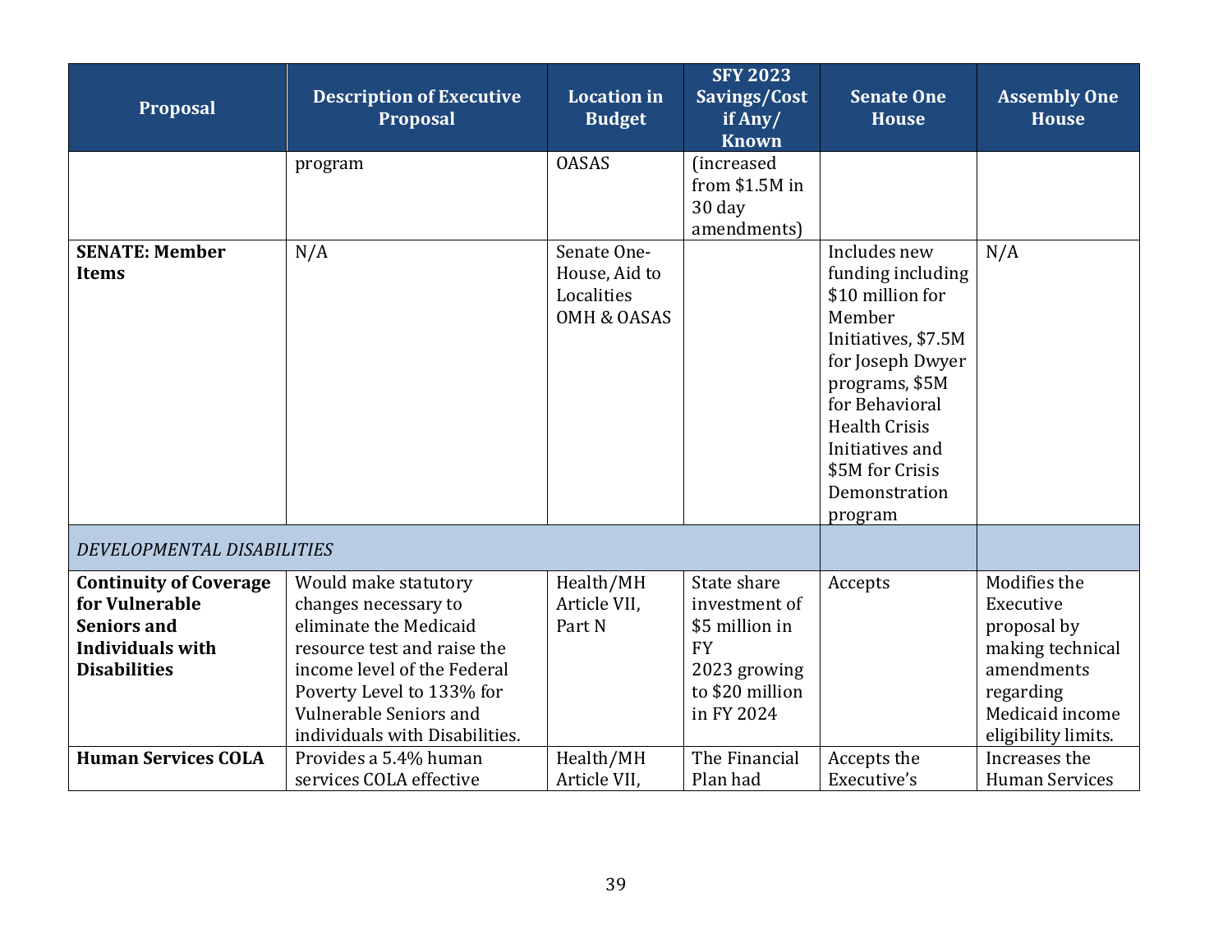| Proposal | Description of Executive Proposal | Location in Budget | SFY 2023 Savings/Cost if Any/ Known | Senate One House | Assembly One House |
|---|---|---|---|---|---|
| | program | OASAS | (increased from $1.5M in 30 day amendments) | | |
| **SENATE: Member Items** | N/A | Senate One-House, Aid to Localities OMH & OASAS | | Includes new funding including $10 million for Member Initiatives, $7.5M for Joseph Dwyer programs, $5M for Behavioral Health Crisis Initiatives and $5M for Crisis Demonstration program | N/A |
| *DEVELOPMENTAL DISABILITIES* | | | | | |
| **Continuity of Coverage for Vulnerable Seniors and Individuals with Disabilities** | Would make statutory changes necessary to eliminate the Medicaid resource test and raise the income level of the Federal Poverty Level to 133% for Vulnerable Seniors and individuals with Disabilities. | Health/MH Article VII, Part N | State share investment of $5 million in FY 2023 growing to $20 million in FY 2024 | Accepts | Modifies the Executive proposal by making technical amendments regarding Medicaid income eligibility limits. |
| **Human Services COLA** | Provides a 5.4% human services COLA effective | Health/MH Article VII, | The Financial Plan had | Accepts the Executive's | Increases the Human Services |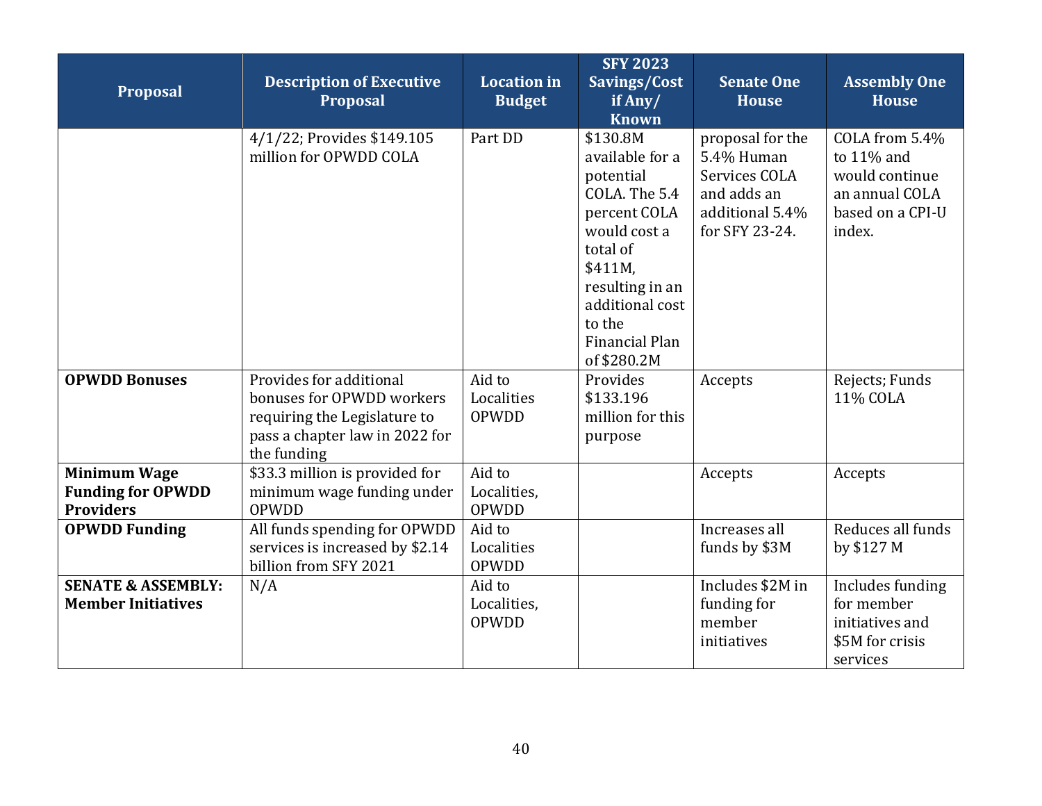| Proposal | Description of Executive Proposal | Location in Budget | SFY 2023 Savings/Cost if Any/ Known | Senate One House | Assembly One House |
|---|---|---|---|---|---|
| | 4/1/22; Provides $149.105 million for OPWDD COLA | Part DD | $130.8M available for a potential COLA. The 5.4 percent COLA would cost a total of $411M, resulting in an additional cost to the Financial Plan of $280.2M | proposal for the 5.4% Human Services COLA and adds an additional 5.4% for SFY 23-24. | COLA from 5.4% to 11% and would continue an annual COLA based on a CPI-U index. |
| **OPWDD Bonuses** | Provides for additional bonuses for OPWDD workers requiring the Legislature to pass a chapter law in 2022 for the funding | Aid to Localities OPWDD | Provides $133.196 million for this purpose | Accepts | Rejects; Funds 11% COLA |
| **Minimum Wage Funding for OPWDD Providers** | $33.3 million is provided for minimum wage funding under OPWDD | Aid to Localities, OPWDD | | Accepts | Accepts |
| **OPWDD Funding** | All funds spending for OPWDD services is increased by $2.14 billion from SFY 2021 | Aid to Localities OPWDD | | Increases all funds by $3M | Reduces all funds by $127 M |
| **SENATE & ASSEMBLY: Member Initiatives** | N/A | Aid to Localities, OPWDD | | Includes $2M in funding for member initiatives | Includes funding for member initiatives and $5M for crisis services |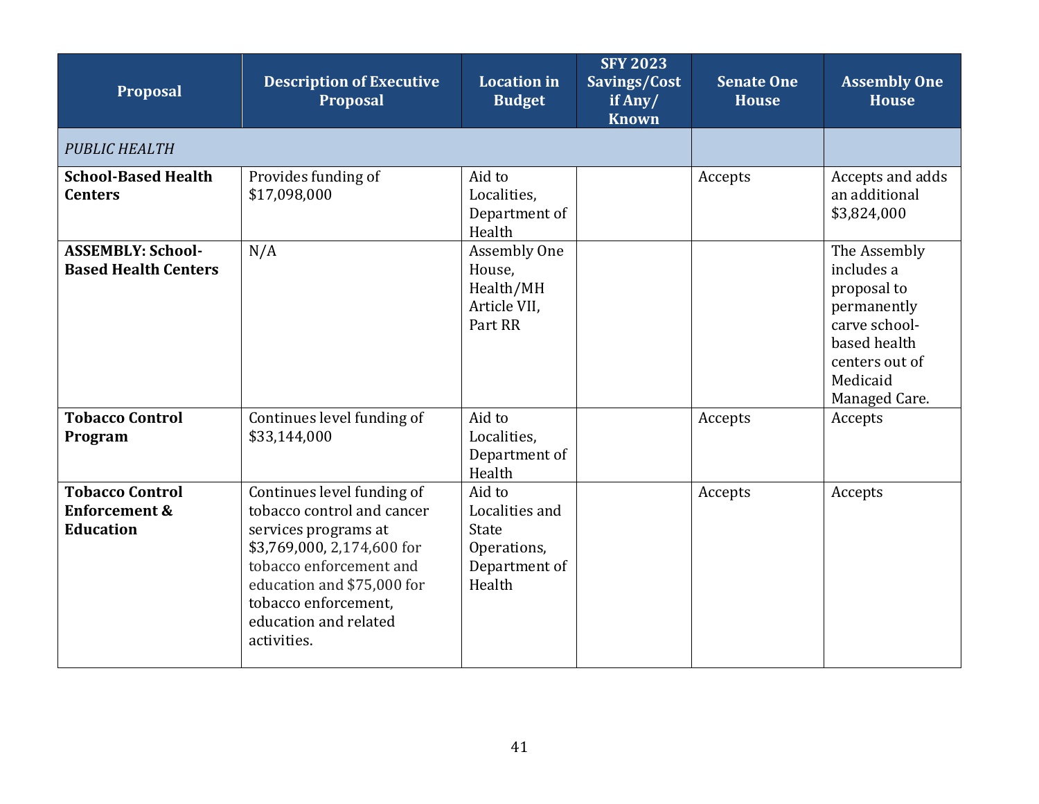| Proposal | Description of Executive Proposal | Location in Budget | SFY 2023 Savings/Cost if Any/ Known | Senate One House | Assembly One House |
|---|---|---|---|---|---|
| *PUBLIC HEALTH* | | | | | |
| **School-Based Health Centers** | Provides funding of $17,098,000 | Aid to Localities, Department of Health | | Accepts | Accepts and adds an additional $3,824,000 |
| **ASSEMBLY: School-Based Health Centers** | N/A | Assembly One House, Health/MH Article VII, Part RR | | | The Assembly includes a proposal to permanently carve school-based health centers out of Medicaid Managed Care. |
| **Tobacco Control Program** | Continues level funding of $33,144,000 | Aid to Localities, Department of Health | | Accepts | Accepts |
| **Tobacco Control Enforcement & Education** | Continues level funding of tobacco control and cancer services programs at $3,769,000, 2,174,600 for tobacco enforcement and education and $75,000 for tobacco enforcement, education and related activities. | Aid to Localities and State Operations, Department of Health | | Accepts | Accepts |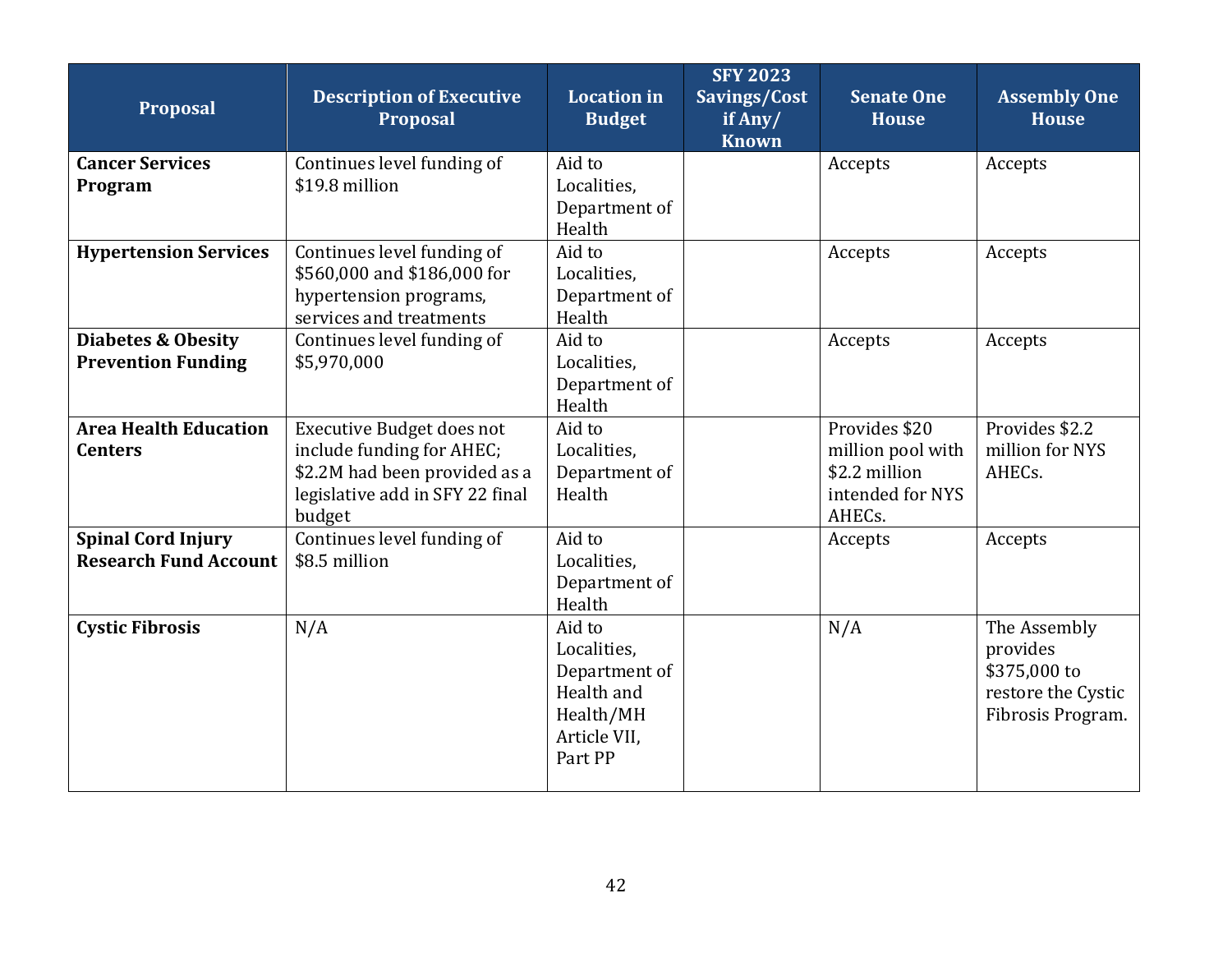| Proposal | Description of Executive Proposal | Location in Budget | SFY 2023 Savings/Cost if Any/ Known | Senate One House | Assembly One House |
|---|---|---|---|---|---|
| **Cancer Services Program** | Continues level funding of $19.8 million | Aid to Localities, Department of Health | | Accepts | Accepts |
| **Hypertension Services** | Continues level funding of $560,000 and $186,000 for hypertension programs, services and treatments | Aid to Localities, Department of Health | | Accepts | Accepts |
| **Diabetes & Obesity Prevention Funding** | Continues level funding of $5,970,000 | Aid to Localities, Department of Health | | Accepts | Accepts |
| **Area Health Education Centers** | Executive Budget does not include funding for AHEC; $2.2M had been provided as a legislative add in SFY 22 final budget | Aid to Localities, Department of Health | | Provides $20 million pool with $2.2 million intended for NYS AHECs. | Provides $2.2 million for NYS AHECs. |
| **Spinal Cord Injury Research Fund Account** | Continues level funding of $8.5 million | Aid to Localities, Department of Health | | Accepts | Accepts |
| **Cystic Fibrosis** | N/A | Aid to Localities, Department of Health and Health/MH Article VII, Part PP | | N/A | The Assembly provides $375,000 to restore the Cystic Fibrosis Program. |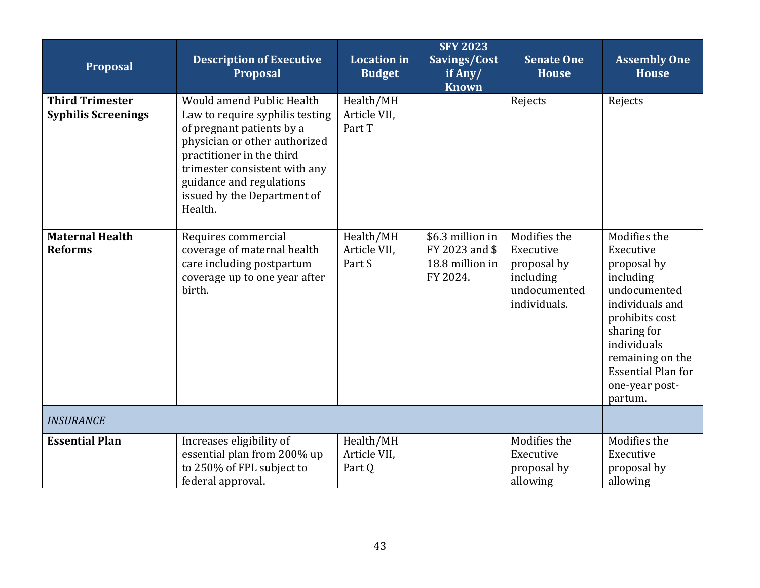| Proposal | Description of Executive Proposal | Location in Budget | SFY 2023 Savings/Cost if Any/ Known | Senate One House | Assembly One House |
|---|---|---|---|---|---|
| **Third Trimester Syphilis Screenings** | Would amend Public Health Law to require syphilis testing of pregnant patients by a physician or other authorized practitioner in the third trimester consistent with any guidance and regulations issued by the Department of Health. | Health/MH Article VII, Part T | | Rejects | Rejects |
| **Maternal Health Reforms** | Requires commercial coverage of maternal health care including postpartum coverage up to one year after birth. | Health/MH Article VII, Part S | $6.3 million in FY 2023 and $ 18.8 million in FY 2024. | Modifies the Executive proposal by including undocumented individuals. | Modifies the Executive proposal by including undocumented individuals and prohibits cost sharing for individuals remaining on the Essential Plan for one-year post-partum. |
| *INSURANCE* | | | | | |
| **Essential Plan** | Increases eligibility of essential plan from 200% up to 250% of FPL subject to federal approval. | Health/MH Article VII, Part Q | | Modifies the Executive proposal by allowing | Modifies the Executive proposal by allowing |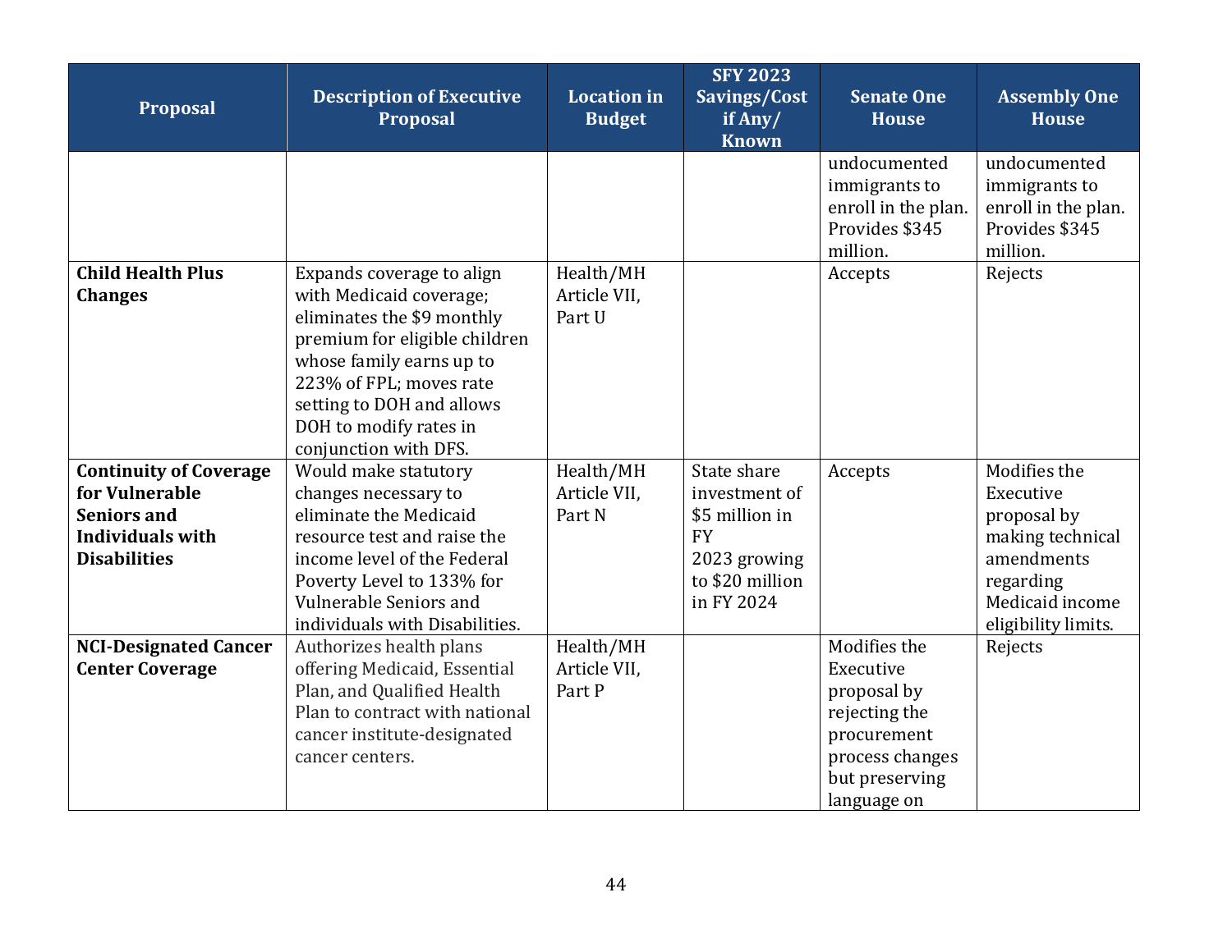| Proposal | Description of Executive Proposal | Location in Budget | SFY 2023 Savings/Cost if Any/ Known | Senate One House | Assembly One House |
|---|---|---|---|---|---|
| | | | | undocumented immigrants to enroll in the plan. Provides $345 million. | undocumented immigrants to enroll in the plan. Provides $345 million. |
| **Child Health Plus Changes** | Expands coverage to align with Medicaid coverage; eliminates the $9 monthly premium for eligible children whose family earns up to 223% of FPL; moves rate setting to DOH and allows DOH to modify rates in conjunction with DFS. | Health/MH Article VII, Part U | | Accepts | Rejects |
| **Continuity of Coverage for Vulnerable Seniors and Individuals with Disabilities** | Would make statutory changes necessary to eliminate the Medicaid resource test and raise the income level of the Federal Poverty Level to 133% for Vulnerable Seniors and individuals with Disabilities. | Health/MH Article VII, Part N | State share investment of $5 million in FY 2023 growing to $20 million in FY 2024 | Accepts | Modifies the Executive proposal by making technical amendments regarding Medicaid income eligibility limits. |
| **NCI-Designated Cancer Center Coverage** | Authorizes health plans offering Medicaid, Essential Plan, and Qualified Health Plan to contract with national cancer institute-designated cancer centers. | Health/MH Article VII, Part P | | Modifies the Executive proposal by rejecting the procurement process changes but preserving language on | Rejects |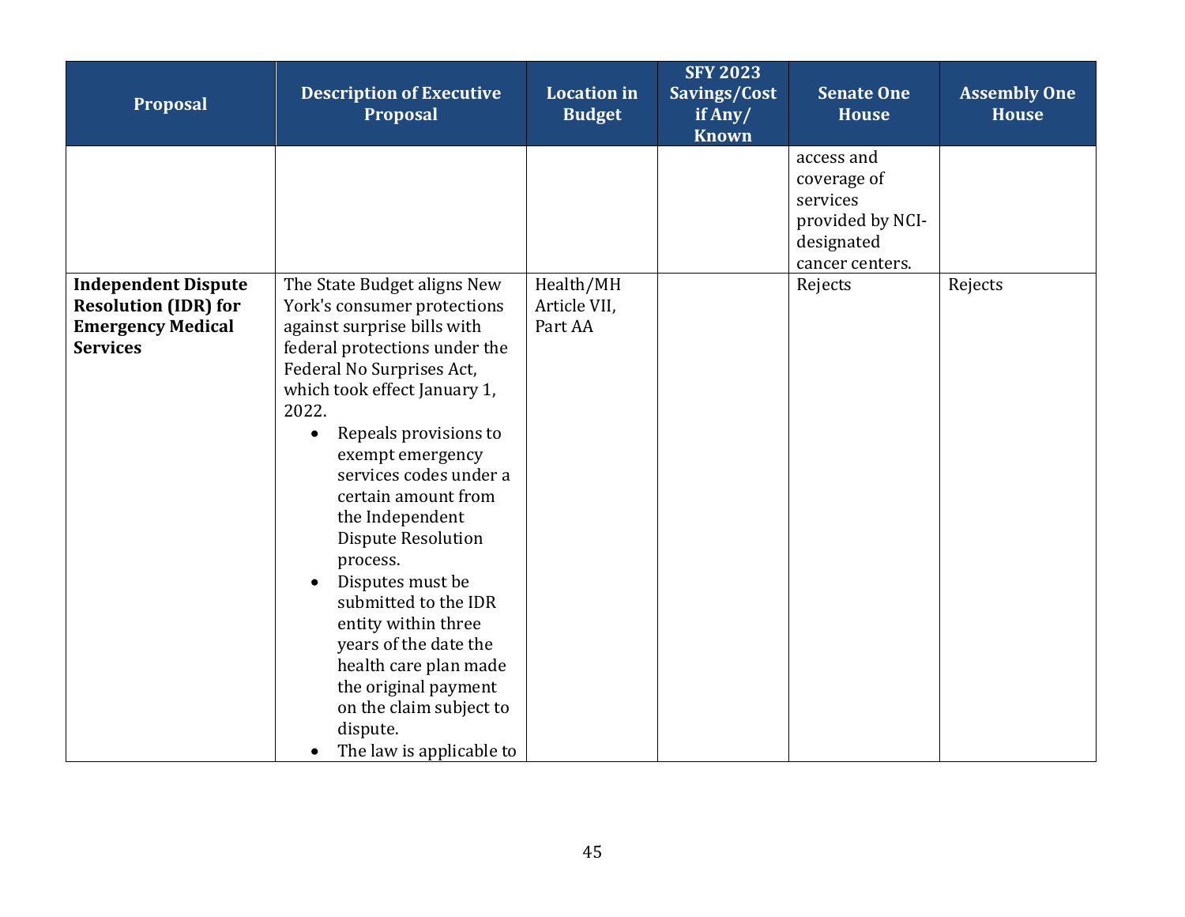| Proposal | Description of Executive Proposal | Location in Budget | SFY 2023 Savings/Cost if Any/ Known | Senate One House | Assembly One House |
|---|---|---|---|---|---|
| | | | | access and coverage of services provided by NCI-designated cancer centers. | |
| **Independent Dispute Resolution (IDR) for Emergency Medical Services** | The State Budget aligns New York's consumer protections against surprise bills with federal protections under the Federal No Surprises Act, which took effect January 1, 2022.<br>• Repeals provisions to exempt emergency services codes under a certain amount from the Independent Dispute Resolution process.<br>• Disputes must be submitted to the IDR entity within three years of the date the health care plan made the original payment on the claim subject to dispute.<br>• The law is applicable to | Health/MH Article VII, Part AA | | Rejects | Rejects |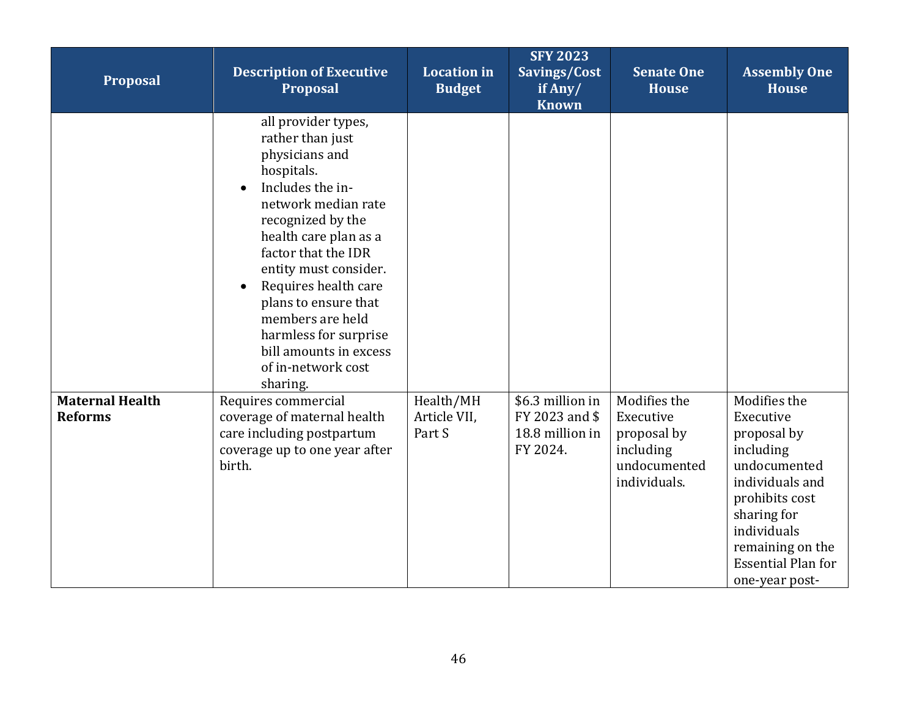| Proposal | Description of Executive Proposal | Location in Budget | SFY 2023 Savings/Cost if Any/ Known | Senate One House | Assembly One House |
|---|---|---|---|---|---|
| | all provider types, rather than just physicians and hospitals.<br>• Includes the in-network median rate recognized by the health care plan as a factor that the IDR entity must consider.<br>• Requires health care plans to ensure that members are held harmless for surprise bill amounts in excess of in-network cost sharing. | | | | |
| **Maternal Health Reforms** | Requires commercial coverage of maternal health care including postpartum coverage up to one year after birth. | Health/MH Article VII, Part S | $6.3 million in FY 2023 and $ 18.8 million in FY 2024. | Modifies the Executive proposal by including undocumented individuals. | Modifies the Executive proposal by including undocumented individuals and prohibits cost sharing for individuals remaining on the Essential Plan for one-year post- |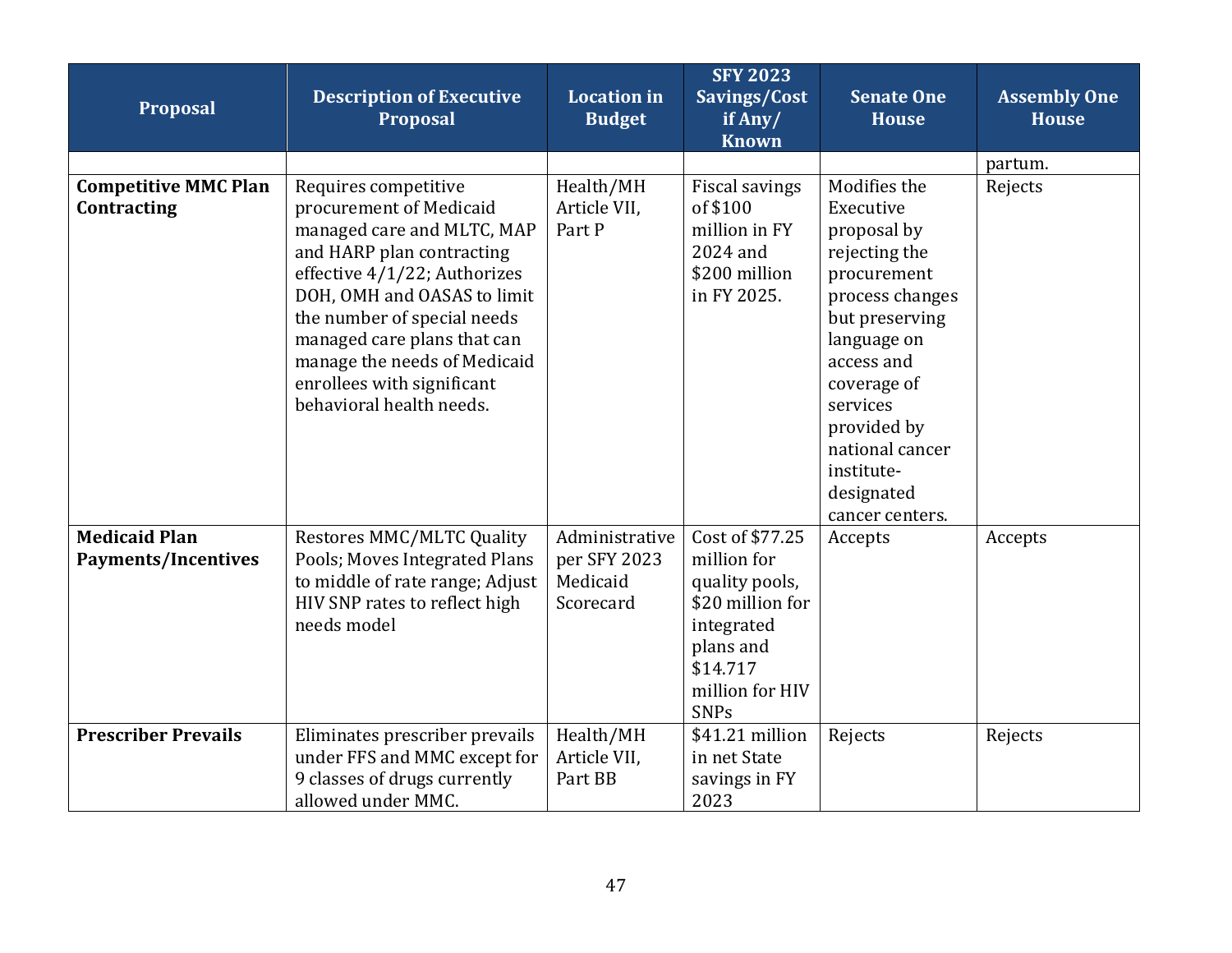| Proposal | Description of Executive Proposal | Location in Budget | SFY 2023 Savings/Cost if Any/ Known | Senate One House | Assembly One House |
|---|---|---|---|---|---|
| | | | | | partum. |
| **Competitive MMC Plan Contracting** | Requires competitive procurement of Medicaid managed care and MLTC, MAP and HARP plan contracting effective 4/1/22; Authorizes DOH, OMH and OASAS to limit the number of special needs managed care plans that can manage the needs of Medicaid enrollees with significant behavioral health needs. | Health/MH Article VII, Part P | Fiscal savings of $100 million in FY 2024 and $200 million in FY 2025. | Modifies the Executive proposal by rejecting the procurement process changes but preserving language on access and coverage of services provided by national cancer institute-designated cancer centers. | Rejects |
| **Medicaid Plan Payments/Incentives** | Restores MMC/MLTC Quality Pools; Moves Integrated Plans to middle of rate range; Adjust HIV SNP rates to reflect high needs model | Administrative per SFY 2023 Medicaid Scorecard | Cost of $77.25 million for quality pools, $20 million for integrated plans and $14.717 million for HIV SNPs | Accepts | Accepts |
| **Prescriber Prevails** | Eliminates prescriber prevails under FFS and MMC except for 9 classes of drugs currently allowed under MMC. | Health/MH Article VII, Part BB | $41.21 million in net State savings in FY 2023 | Rejects | Rejects |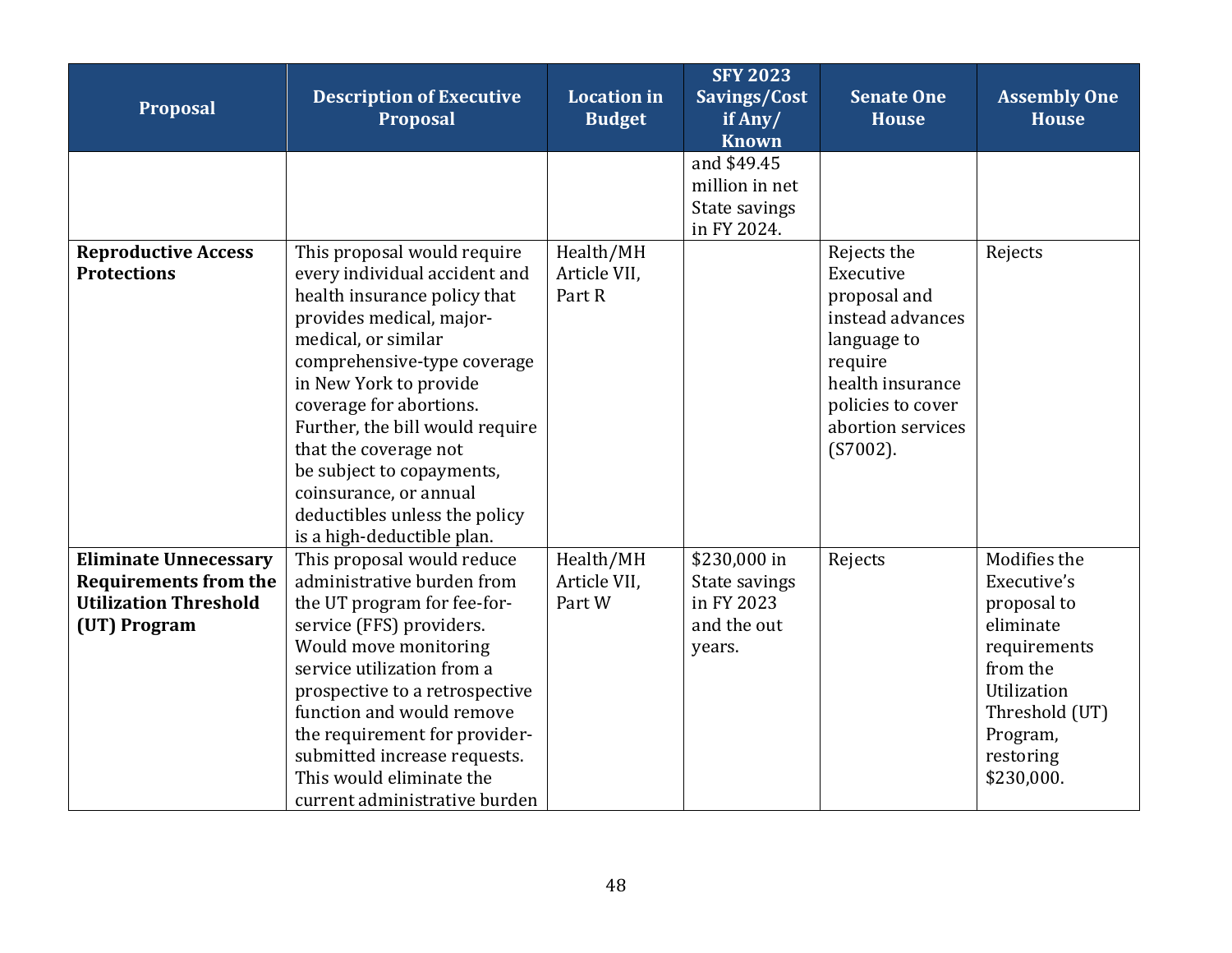| Proposal | Description of Executive Proposal | Location in Budget | SFY 2023 Savings/Cost if Any/ Known | Senate One House | Assembly One House |
|---|---|---|---|---|---|
| | | | and $49.45 million in net State savings in FY 2024. | | |
| **Reproductive Access Protections** | This proposal would require every individual accident and health insurance policy that provides medical, major-medical, or similar comprehensive-type coverage in New York to provide coverage for abortions. Further, the bill would require that the coverage not be subject to copayments, coinsurance, or annual deductibles unless the policy is a high-deductible plan. | Health/MH Article VII, Part R | | Rejects the Executive proposal and instead advances language to require health insurance policies to cover abortion services (S7002). | Rejects |
| **Eliminate Unnecessary Requirements from the Utilization Threshold (UT) Program** | This proposal would reduce administrative burden from the UT program for fee-for-service (FFS) providers. Would move monitoring service utilization from a prospective to a retrospective function and would remove the requirement for provider-submitted increase requests. This would eliminate the current administrative burden | Health/MH Article VII, Part W | $230,000 in State savings in FY 2023 and the out years. | Rejects | Modifies the Executive's proposal to eliminate requirements from the Utilization Threshold (UT) Program, restoring $230,000. |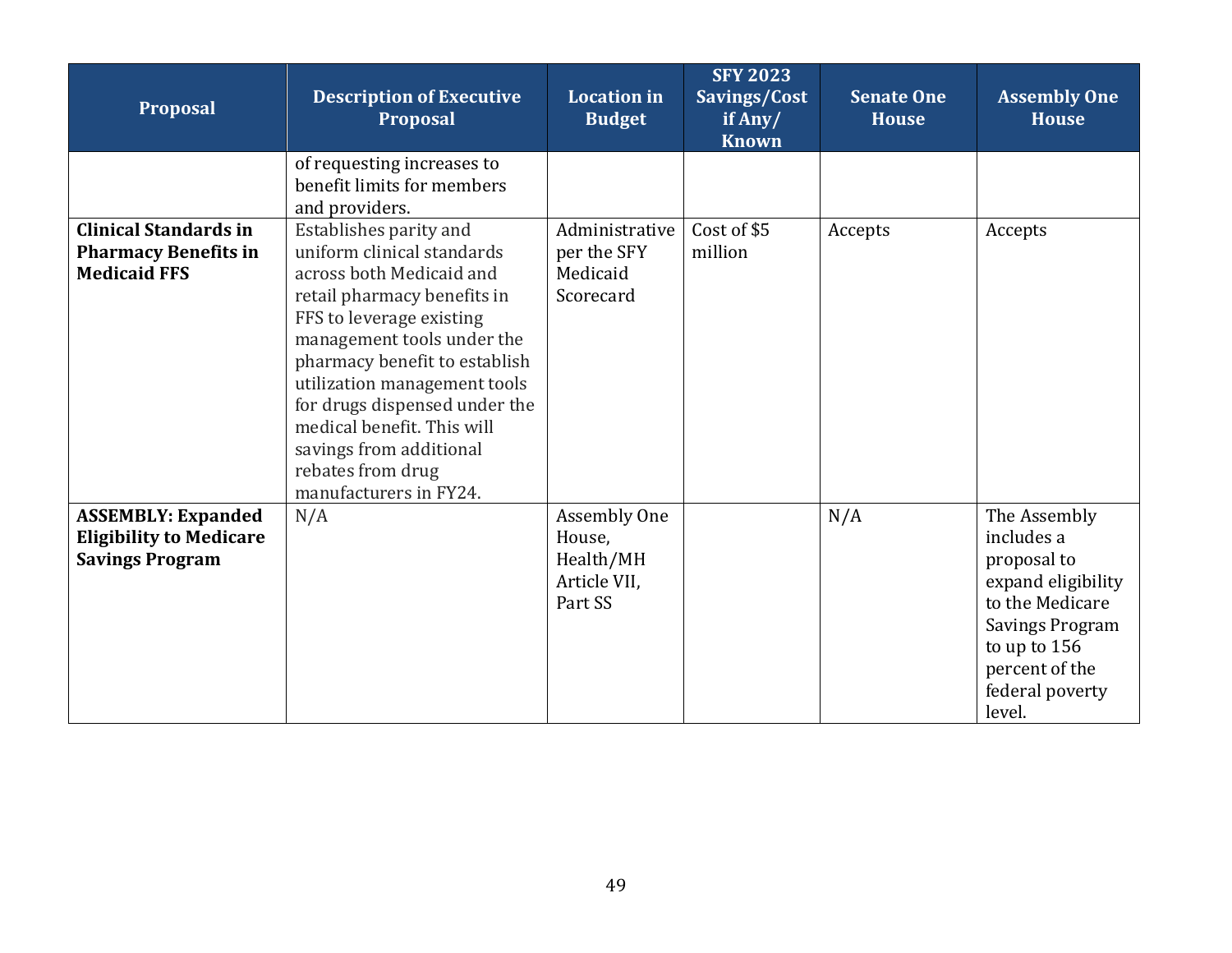| Proposal | Description of Executive Proposal | Location in Budget | SFY 2023 Savings/Cost if Any/ Known | Senate One House | Assembly One House |
|---|---|---|---|---|---|
| | of requesting increases to benefit limits for members and providers. | | | | |
| **Clinical Standards in Pharmacy Benefits in Medicaid FFS** | Establishes parity and uniform clinical standards across both Medicaid and retail pharmacy benefits in FFS to leverage existing management tools under the pharmacy benefit to establish utilization management tools for drugs dispensed under the medical benefit. This will savings from additional rebates from drug manufacturers in FY24. | Administrative per the SFY Medicaid Scorecard | Cost of $5 million | Accepts | Accepts |
| **ASSEMBLY: Expanded Eligibility to Medicare Savings Program** | N/A | Assembly One House, Health/MH Article VII, Part SS | | N/A | The Assembly includes a proposal to expand eligibility to the Medicare Savings Program to up to 156 percent of the federal poverty level. |